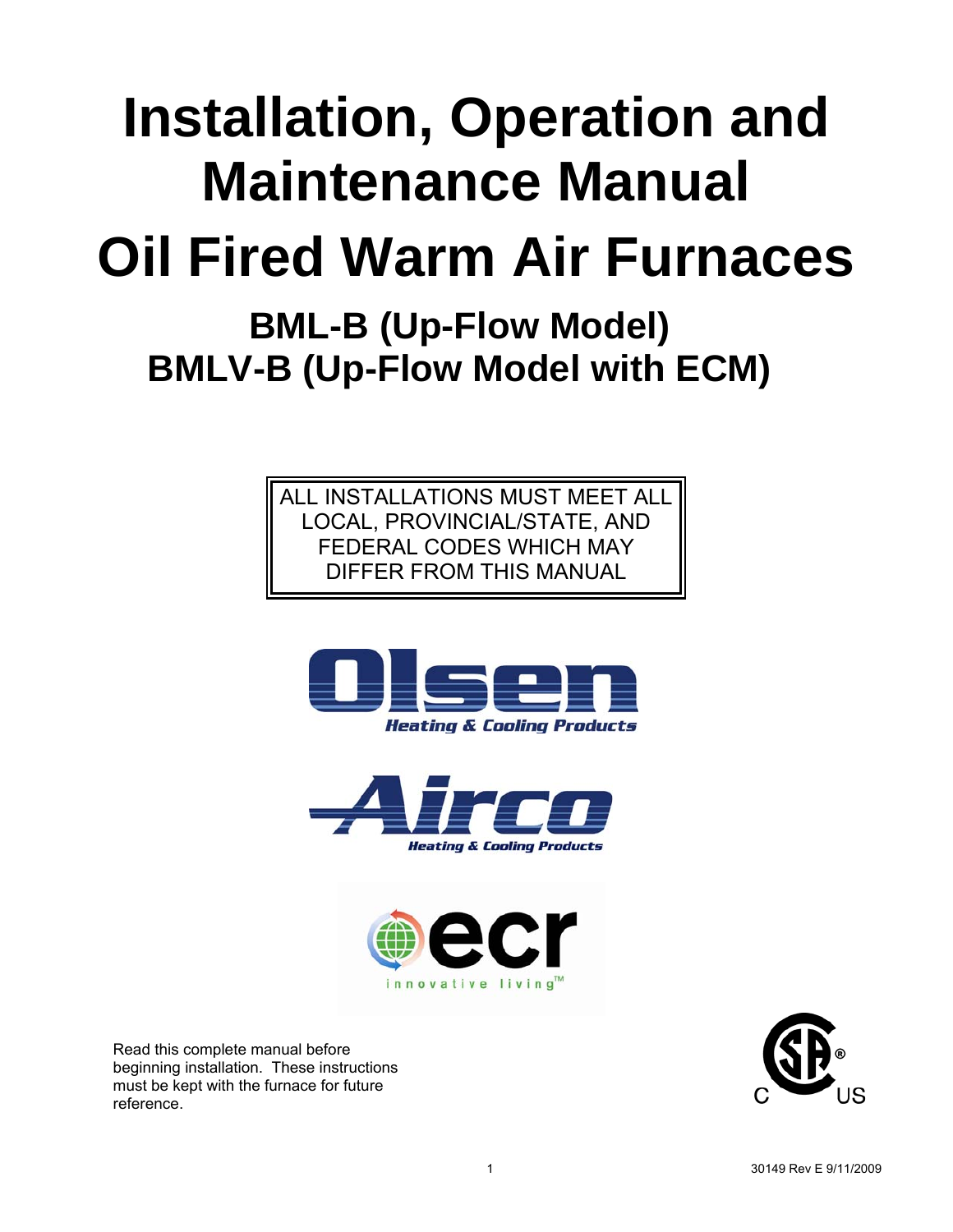# Installation, Operation and Maintenance Manual

# Oil Fired Warm Air Furnaces

## BML-B (Up-Flow Model)
## BMLV-B (Up-Flow Model with ECM)

ALL INSTALLATIONS MUST MEET ALL LOCAL, PROVINCIAL/STATE, AND FEDERAL CODES WHICH MAY DIFFER FROM THIS MANUAL

Olsen Heating & Cooling Products

Airco Heating & Cooling Products

ecr innovative living™

Read this complete manual before beginning installation. These instructions must be kept with the furnace for future reference.

30149 Rev E 9/11/2009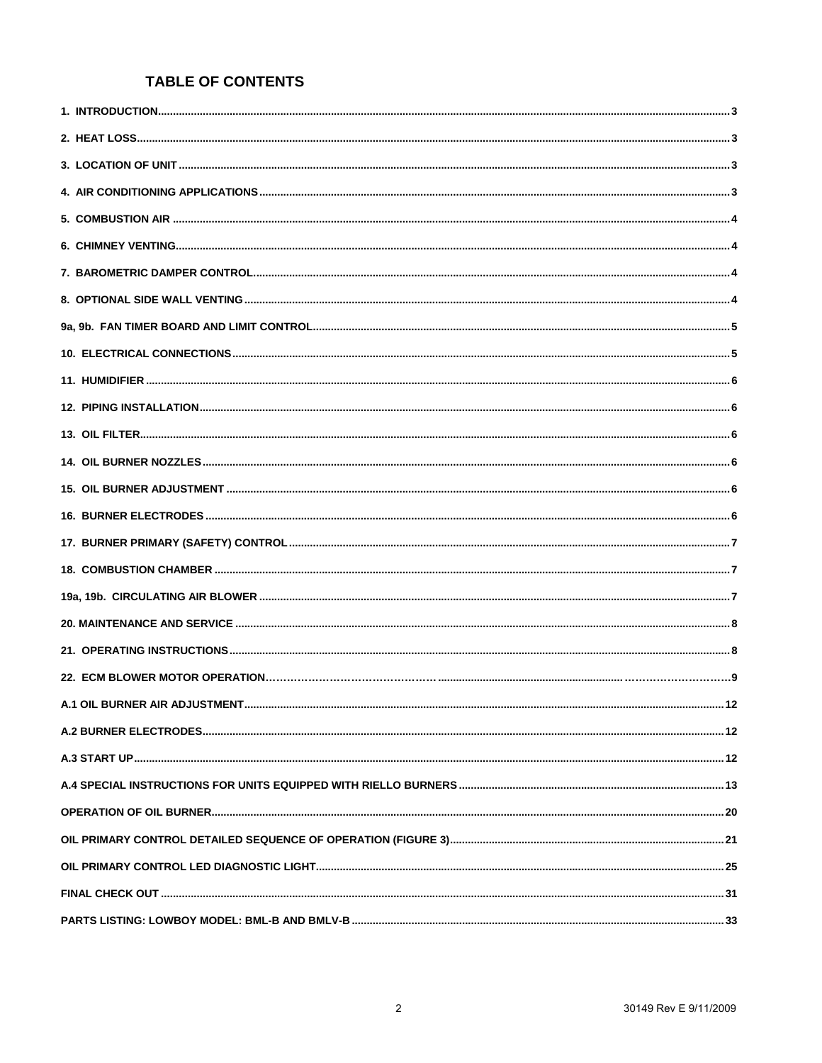# TABLE OF CONTENTS

1. INTRODUCTION .......... 3
2. HEAT LOSS .......... 3
3. LOCATION OF UNIT .......... 3
4. AIR CONDITIONING APPLICATIONS .......... 3
5. COMBUSTION AIR .......... 4
6. CHIMNEY VENTING .......... 4
7. BAROMETRIC DAMPER CONTROL .......... 4
8. OPTIONAL SIDE WALL VENTING .......... 4

9a, 9b. FAN TIMER BOARD AND LIMIT CONTROL .......... 5

10. ELECTRICAL CONNECTIONS .......... 5
11. HUMIDIFIER .......... 6
12. PIPING INSTALLATION .......... 6
13. OIL FILTER .......... 6
14. OIL BURNER NOZZLES .......... 6
15. OIL BURNER ADJUSTMENT .......... 6
16. BURNER ELECTRODES .......... 6
17. BURNER PRIMARY (SAFETY) CONTROL .......... 7
18. COMBUSTION CHAMBER .......... 7

19a, 19b. CIRCULATING AIR BLOWER .......... 7

20. MAINTENANCE AND SERVICE .......... 8
21. OPERATING INSTRUCTIONS .......... 8
22. ECM BLOWER MOTOR OPERATION .......... 9

A.1 OIL BURNER AIR ADJUSTMENT .......... 12

A.2 BURNER ELECTRODES .......... 12

A.3 START UP .......... 12

A.4 SPECIAL INSTRUCTIONS FOR UNITS EQUIPPED WITH RIELLO BURNERS .......... 13

OPERATION OF OIL BURNER .......... 20

OIL PRIMARY CONTROL DETAILED SEQUENCE OF OPERATION (FIGURE 3) .......... 21

OIL PRIMARY CONTROL LED DIAGNOSTIC LIGHT .......... 25

FINAL CHECK OUT .......... 31

PARTS LISTING: LOWBOY MODEL: BML-B AND BMLV-B .......... 33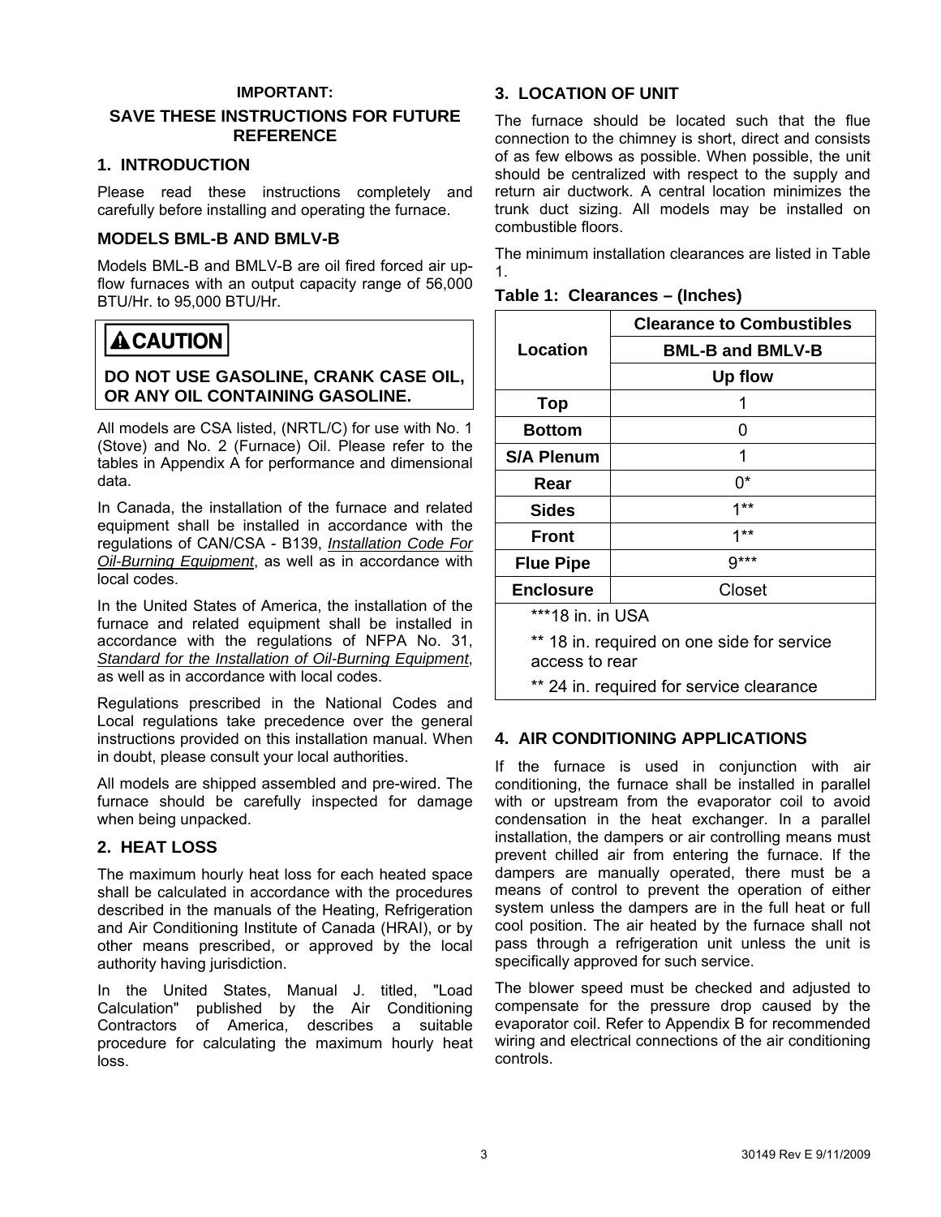**IMPORTANT:**

**SAVE THESE INSTRUCTIONS FOR FUTURE REFERENCE**

## 1. INTRODUCTION

Please read these instructions completely and carefully before installing and operating the furnace.

## MODELS BML-B AND BMLV-B

Models BML-B and BMLV-B are oil fired forced air up-flow furnaces with an output capacity range of 56,000 BTU/Hr. to 95,000 BTU/Hr.

> **⚠CAUTION**
>
> **DO NOT USE GASOLINE, CRANK CASE OIL, OR ANY OIL CONTAINING GASOLINE.**

All models are CSA listed, (NRTL/C) for use with No. 1 (Stove) and No. 2 (Furnace) Oil. Please refer to the tables in Appendix A for performance and dimensional data.

In Canada, the installation of the furnace and related equipment shall be installed in accordance with the regulations of CAN/CSA - B139, *Installation Code For Oil-Burning Equipment*, as well as in accordance with local codes.

In the United States of America, the installation of the furnace and related equipment shall be installed in accordance with the regulations of NFPA No. 31, *Standard for the Installation of Oil-Burning Equipment*, as well as in accordance with local codes.

Regulations prescribed in the National Codes and Local regulations take precedence over the general instructions provided on this installation manual. When in doubt, please consult your local authorities.

All models are shipped assembled and pre-wired. The furnace should be carefully inspected for damage when being unpacked.

## 2. HEAT LOSS

The maximum hourly heat loss for each heated space shall be calculated in accordance with the procedures described in the manuals of the Heating, Refrigeration and Air Conditioning Institute of Canada (HRAI), or by other means prescribed, or approved by the local authority having jurisdiction.

In the United States, Manual J. titled, "Load Calculation" published by the Air Conditioning Contractors of America, describes a suitable procedure for calculating the maximum hourly heat loss.

## 3. LOCATION OF UNIT

The furnace should be located such that the flue connection to the chimney is short, direct and consists of as few elbows as possible. When possible, the unit should be centralized with respect to the supply and return air ductwork. A central location minimizes the trunk duct sizing. All models may be installed on combustible floors.

The minimum installation clearances are listed in Table 1.

**Table 1: Clearances – (Inches)**

| Location | Clearance to Combustibles BML-B and BMLV-B Up flow |
|---|---|
| **Top** | 1 |
| **Bottom** | 0 |
| **S/A Plenum** | 1 |
| **Rear** | 0* |
| **Sides** | 1** |
| **Front** | 1** |
| **Flue Pipe** | 9*** |
| **Enclosure** | Closet |

***18 in. in USA

** 18 in. required on one side for service access to rear

** 24 in. required for service clearance

## 4. AIR CONDITIONING APPLICATIONS

If the furnace is used in conjunction with air conditioning, the furnace shall be installed in parallel with or upstream from the evaporator coil to avoid condensation in the heat exchanger. In a parallel installation, the dampers or air controlling means must prevent chilled air from entering the furnace. If the dampers are manually operated, there must be a means of control to prevent the operation of either system unless the dampers are in the full heat or full cool position. The air heated by the furnace shall not pass through a refrigeration unit unless the unit is specifically approved for such service.

The blower speed must be checked and adjusted to compensate for the pressure drop caused by the evaporator coil. Refer to Appendix B for recommended wiring and electrical connections of the air conditioning controls.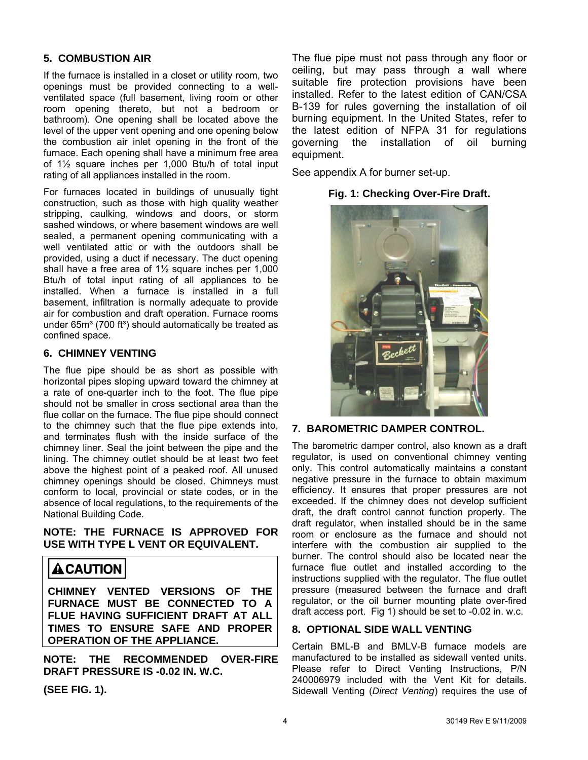## 5. COMBUSTION AIR

If the furnace is installed in a closet or utility room, two openings must be provided connecting to a well-ventilated space (full basement, living room or other room opening thereto, but not a bedroom or bathroom). One opening shall be located above the level of the upper vent opening and one opening below the combustion air inlet opening in the front of the furnace. Each opening shall have a minimum free area of 1½ square inches per 1,000 Btu/h of total input rating of all appliances installed in the room.

For furnaces located in buildings of unusually tight construction, such as those with high quality weather stripping, caulking, windows and doors, or storm sashed windows, or where basement windows are well sealed, a permanent opening communicating with a well ventilated attic or with the outdoors shall be provided, using a duct if necessary. The duct opening shall have a free area of 1½ square inches per 1,000 Btu/h of total input rating of all appliances to be installed. When a furnace is installed in a full basement, infiltration is normally adequate to provide air for combustion and draft operation. Furnace rooms under 65m³ (700 ft³) should automatically be treated as confined space.

## 6. CHIMNEY VENTING

The flue pipe should be as short as possible with horizontal pipes sloping upward toward the chimney at a rate of one-quarter inch to the foot. The flue pipe should not be smaller in cross sectional area than the flue collar on the furnace. The flue pipe should connect to the chimney such that the flue pipe extends into, and terminates flush with the inside surface of the chimney liner. Seal the joint between the pipe and the lining. The chimney outlet should be at least two feet above the highest point of a peaked roof. All unused chimney openings should be closed. Chimneys must conform to local, provincial or state codes, or in the absence of local regulations, to the requirements of the National Building Code.

**NOTE: THE FURNACE IS APPROVED FOR USE WITH TYPE L VENT OR EQUIVALENT.**

**⚠CAUTION**

**CHIMNEY VENTED VERSIONS OF THE FURNACE MUST BE CONNECTED TO A FLUE HAVING SUFFICIENT DRAFT AT ALL TIMES TO ENSURE SAFE AND PROPER OPERATION OF THE APPLIANCE.**

**NOTE: THE RECOMMENDED OVER-FIRE DRAFT PRESSURE IS -0.02 IN. W.C.**

**(SEE FIG. 1).**

The flue pipe must not pass through any floor or ceiling, but may pass through a wall where suitable fire protection provisions have been installed. Refer to the latest edition of CAN/CSA B-139 for rules governing the installation of oil burning equipment. In the United States, refer to the latest edition of NFPA 31 for regulations governing the installation of oil burning equipment.

See appendix A for burner set-up.

**Fig. 1: Checking Over-Fire Draft.**

## 7. BAROMETRIC DAMPER CONTROL.

The barometric damper control, also known as a draft regulator, is used on conventional chimney venting only. This control automatically maintains a constant negative pressure in the furnace to obtain maximum efficiency. It ensures that proper pressures are not exceeded. If the chimney does not develop sufficient draft, the draft control cannot function properly. The draft regulator, when installed should be in the same room or enclosure as the furnace and should not interfere with the combustion air supplied to the burner. The control should also be located near the furnace flue outlet and installed according to the instructions supplied with the regulator. The flue outlet pressure (measured between the furnace and draft regulator, or the oil burner mounting plate over-fired draft access port. Fig 1) should be set to -0.02 in. w.c.

## 8. OPTIONAL SIDE WALL VENTING

Certain BML-B and BMLV-B furnace models are manufactured to be installed as sidewall vented units. Please refer to Direct Venting Instructions, P/N 240006979 included with the Vent Kit for details. Sidewall Venting (*Direct Venting*) requires the use of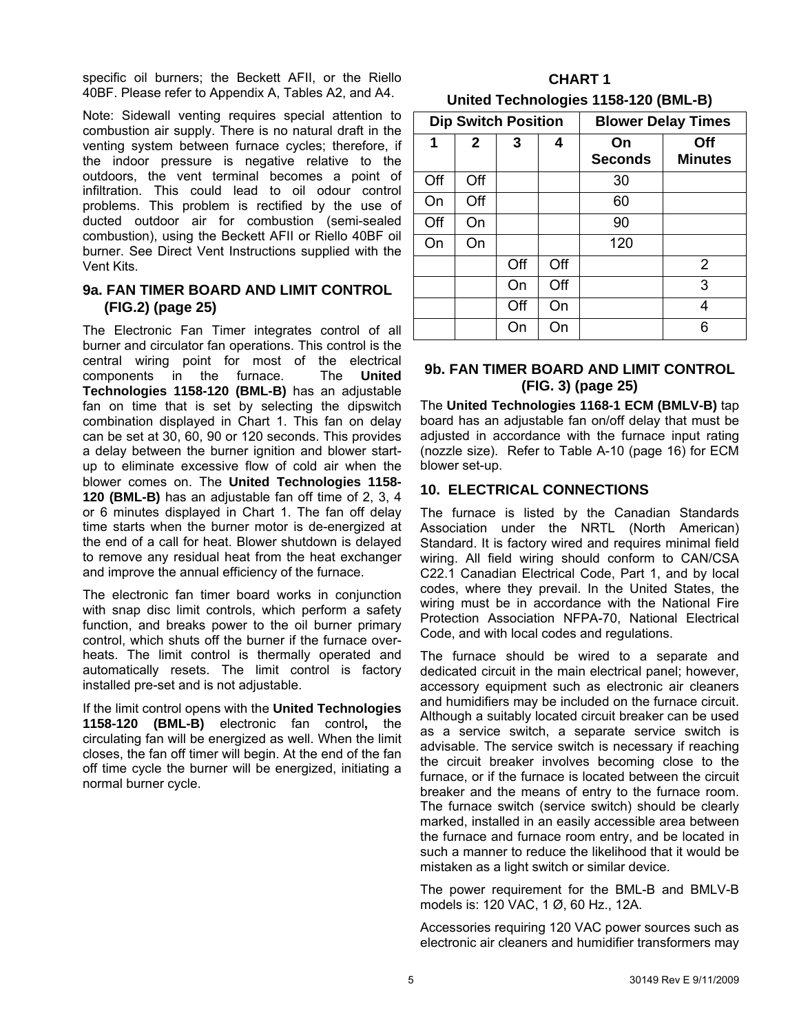specific oil burners; the Beckett AFII, or the Riello 40BF. Please refer to Appendix A, Tables A2, and A4.

Note: Sidewall venting requires special attention to combustion air supply. There is no natural draft in the venting system between furnace cycles; therefore, if the indoor pressure is negative relative to the outdoors, the vent terminal becomes a point of infiltration. This could lead to oil odour control problems. This problem is rectified by the use of ducted outdoor air for combustion (semi-sealed combustion), using the Beckett AFII or Riello 40BF oil burner. See Direct Vent Instructions supplied with the Vent Kits.

### 9a. FAN TIMER BOARD AND LIMIT CONTROL (FIG.2) (page 25)

The Electronic Fan Timer integrates control of all burner and circulator fan operations. This control is the central wiring point for most of the electrical components in the furnace. The **United Technologies 1158-120 (BML-B)** has an adjustable fan on time that is set by selecting the dipswitch combination displayed in Chart 1. This fan on delay can be set at 30, 60, 90 or 120 seconds. This provides a delay between the burner ignition and blower start-up to eliminate excessive flow of cold air when the blower comes on. The **United Technologies 1158-120 (BML-B)** has an adjustable fan off time of 2, 3, 4 or 6 minutes displayed in Chart 1. The fan off delay time starts when the burner motor is de-energized at the end of a call for heat. Blower shutdown is delayed to remove any residual heat from the heat exchanger and improve the annual efficiency of the furnace.

The electronic fan timer board works in conjunction with snap disc limit controls, which perform a safety function, and breaks power to the oil burner primary control, which shuts off the burner if the furnace over-heats. The limit control is thermally operated and automatically resets. The limit control is factory installed pre-set and is not adjustable.

If the limit control opens with the **United Technologies 1158-120 (BML-B)** electronic fan control**,** the circulating fan will be energized as well. When the limit closes, the fan off timer will begin. At the end of the fan off time cycle the burner will be energized, initiating a normal burner cycle.

**CHART 1**

**United Technologies 1158-120 (BML-B)**

| Dip Switch Position | | | | Blower Delay Times | |
|---|---|---|---|---|---|
| 1 | 2 | 3 | 4 | On Seconds | Off Minutes |
| Off | Off | | | 30 | |
| On | Off | | | 60 | |
| Off | On | | | 90 | |
| On | On | | | 120 | |
| | | Off | Off | | 2 |
| | | On | Off | | 3 |
| | | Off | On | | 4 |
| | | On | On | | 6 |

### 9b. FAN TIMER BOARD AND LIMIT CONTROL (FIG. 3) (page 25)

The **United Technologies 1168-1 ECM (BMLV-B)** tap board has an adjustable fan on/off delay that must be adjusted in accordance with the furnace input rating (nozzle size). Refer to Table A-10 (page 16) for ECM blower set-up.

## 10. ELECTRICAL CONNECTIONS

The furnace is listed by the Canadian Standards Association under the NRTL (North American) Standard. It is factory wired and requires minimal field wiring. All field wiring should conform to CAN/CSA C22.1 Canadian Electrical Code, Part 1, and by local codes, where they prevail. In the United States, the wiring must be in accordance with the National Fire Protection Association NFPA-70, National Electrical Code, and with local codes and regulations.

The furnace should be wired to a separate and dedicated circuit in the main electrical panel; however, accessory equipment such as electronic air cleaners and humidifiers may be included on the furnace circuit. Although a suitably located circuit breaker can be used as a service switch, a separate service switch is advisable. The service switch is necessary if reaching the circuit breaker involves becoming close to the furnace, or if the furnace is located between the circuit breaker and the means of entry to the furnace room. The furnace switch (service switch) should be clearly marked, installed in an easily accessible area between the furnace and furnace room entry, and be located in such a manner to reduce the likelihood that it would be mistaken as a light switch or similar device.

The power requirement for the BML-B and BMLV-B models is: 120 VAC, 1 Ø, 60 Hz., 12A.

Accessories requiring 120 VAC power sources such as electronic air cleaners and humidifier transformers may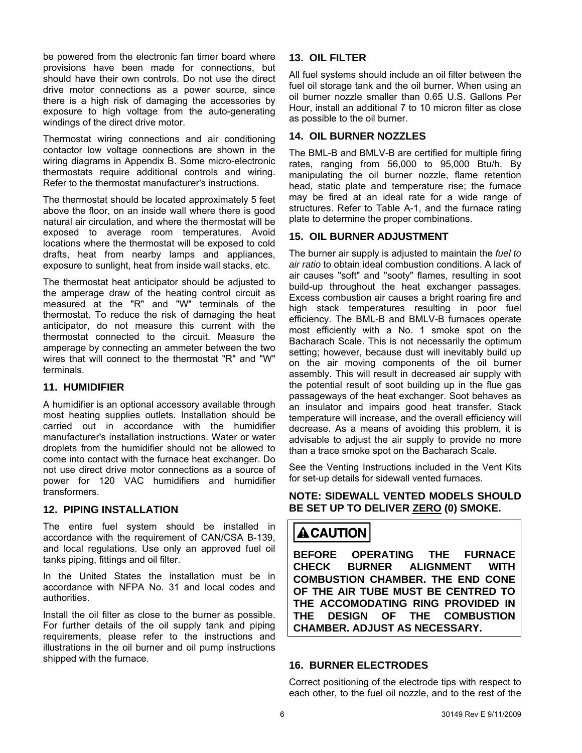be powered from the electronic fan timer board where provisions have been made for connections, but should have their own controls. Do not use the direct drive motor connections as a power source, since there is a high risk of damaging the accessories by exposure to high voltage from the auto-generating windings of the direct drive motor.

Thermostat wiring connections and air conditioning contactor low voltage connections are shown in the wiring diagrams in Appendix B. Some micro-electronic thermostats require additional controls and wiring. Refer to the thermostat manufacturer's instructions.

The thermostat should be located approximately 5 feet above the floor, on an inside wall where there is good natural air circulation, and where the thermostat will be exposed to average room temperatures. Avoid locations where the thermostat will be exposed to cold drafts, heat from nearby lamps and appliances, exposure to sunlight, heat from inside wall stacks, etc.

The thermostat heat anticipator should be adjusted to the amperage draw of the heating control circuit as measured at the "R" and "W" terminals of the thermostat. To reduce the risk of damaging the heat anticipator, do not measure this current with the thermostat connected to the circuit. Measure the amperage by connecting an ammeter between the two wires that will connect to the thermostat "R" and "W" terminals.

## 11. HUMIDIFIER

A humidifier is an optional accessory available through most heating supplies outlets. Installation should be carried out in accordance with the humidifier manufacturer's installation instructions. Water or water droplets from the humidifier should not be allowed to come into contact with the furnace heat exchanger. Do not use direct drive motor connections as a source of power for 120 VAC humidifiers and humidifier transformers.

## 12. PIPING INSTALLATION

The entire fuel system should be installed in accordance with the requirement of CAN/CSA B-139, and local regulations. Use only an approved fuel oil tanks piping, fittings and oil filter.

In the United States the installation must be in accordance with NFPA No. 31 and local codes and authorities.

Install the oil filter as close to the burner as possible. For further details of the oil supply tank and piping requirements, please refer to the instructions and illustrations in the oil burner and oil pump instructions shipped with the furnace.

## 13. OIL FILTER

All fuel systems should include an oil filter between the fuel oil storage tank and the oil burner. When using an oil burner nozzle smaller than 0.65 U.S. Gallons Per Hour, install an additional 7 to 10 micron filter as close as possible to the oil burner.

## 14. OIL BURNER NOZZLES

The BML-B and BMLV-B are certified for multiple firing rates, ranging from 56,000 to 95,000 Btu/h. By manipulating the oil burner nozzle, flame retention head, static plate and temperature rise; the furnace may be fired at an ideal rate for a wide range of structures. Refer to Table A-1, and the furnace rating plate to determine the proper combinations.

## 15. OIL BURNER ADJUSTMENT

The burner air supply is adjusted to maintain the *fuel to air ratio* to obtain ideal combustion conditions. A lack of air causes "soft" and "sooty" flames, resulting in soot build-up throughout the heat exchanger passages. Excess combustion air causes a bright roaring fire and high stack temperatures resulting in poor fuel efficiency. The BML-B and BMLV-B furnaces operate most efficiently with a No. 1 smoke spot on the Bacharach Scale. This is not necessarily the optimum setting; however, because dust will inevitably build up on the air moving components of the oil burner assembly. This will result in decreased air supply with the potential result of soot building up in the flue gas passageways of the heat exchanger. Soot behaves as an insulator and impairs good heat transfer. Stack temperature will increase, and the overall efficiency will decrease. As a means of avoiding this problem, it is advisable to adjust the air supply to provide no more than a trace smoke spot on the Bacharach Scale.

See the Venting Instructions included in the Vent Kits for set-up details for sidewall vented furnaces.

**NOTE: SIDEWALL VENTED MODELS SHOULD BE SET UP TO DELIVER ZERO (0) SMOKE.**

**⚠CAUTION**

**BEFORE OPERATING THE FURNACE CHECK BURNER ALIGNMENT WITH COMBUSTION CHAMBER. THE END CONE OF THE AIR TUBE MUST BE CENTRED TO THE ACCOMODATING RING PROVIDED IN THE DESIGN OF THE COMBUSTION CHAMBER. ADJUST AS NECESSARY.**

## 16. BURNER ELECTRODES

Correct positioning of the electrode tips with respect to each other, to the fuel oil nozzle, and to the rest of the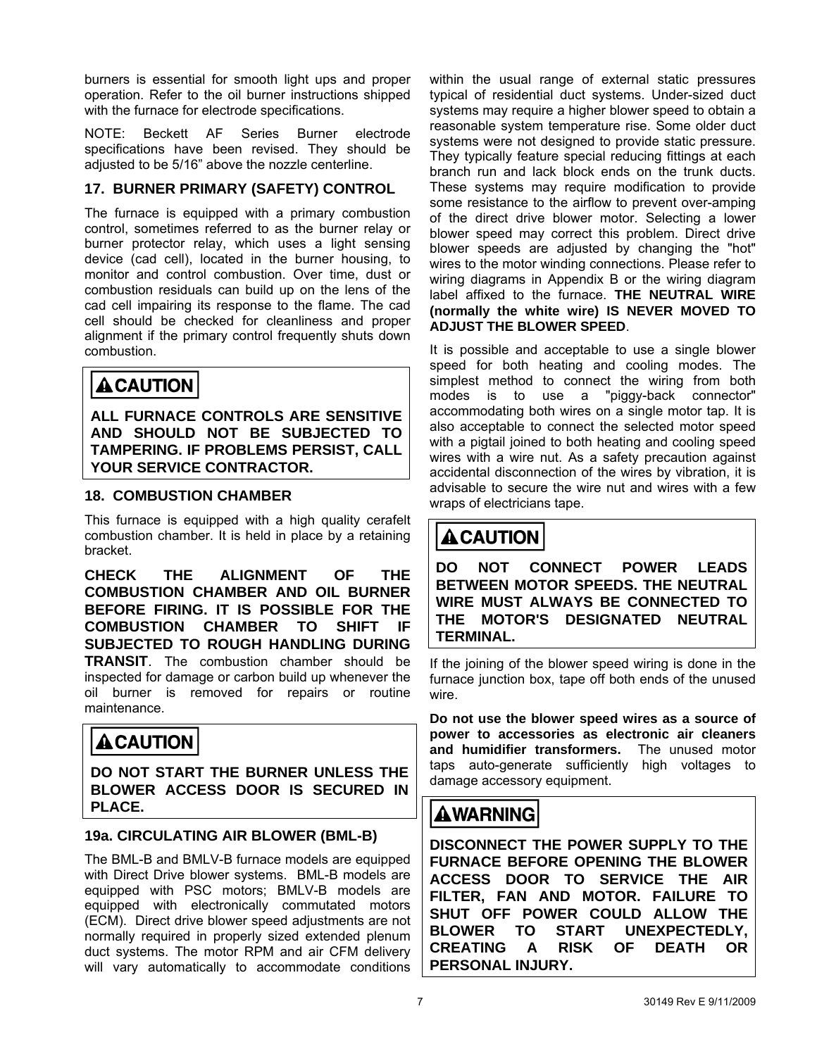burners is essential for smooth light ups and proper operation. Refer to the oil burner instructions shipped with the furnace for electrode specifications.

NOTE: Beckett AF Series Burner electrode specifications have been revised. They should be adjusted to be 5/16" above the nozzle centerline.

## 17. BURNER PRIMARY (SAFETY) CONTROL

The furnace is equipped with a primary combustion control, sometimes referred to as the burner relay or burner protector relay, which uses a light sensing device (cad cell), located in the burner housing, to monitor and control combustion. Over time, dust or combustion residuals can build up on the lens of the cad cell impairing its response to the flame. The cad cell should be checked for cleanliness and proper alignment if the primary control frequently shuts down combustion.

> **⚠CAUTION**
>
> **ALL FURNACE CONTROLS ARE SENSITIVE AND SHOULD NOT BE SUBJECTED TO TAMPERING. IF PROBLEMS PERSIST, CALL YOUR SERVICE CONTRACTOR.**

## 18. COMBUSTION CHAMBER

This furnace is equipped with a high quality cerafelt combustion chamber. It is held in place by a retaining bracket.

**CHECK THE ALIGNMENT OF THE COMBUSTION CHAMBER AND OIL BURNER BEFORE FIRING. IT IS POSSIBLE FOR THE COMBUSTION CHAMBER TO SHIFT IF SUBJECTED TO ROUGH HANDLING DURING TRANSIT**. The combustion chamber should be inspected for damage or carbon build up whenever the oil burner is removed for repairs or routine maintenance.

> **⚠CAUTION**
>
> **DO NOT START THE BURNER UNLESS THE BLOWER ACCESS DOOR IS SECURED IN PLACE.**

## 19a. CIRCULATING AIR BLOWER (BML-B)

The BML-B and BMLV-B furnace models are equipped with Direct Drive blower systems. BML-B models are equipped with PSC motors; BMLV-B models are equipped with electronically commutated motors (ECM). Direct drive blower speed adjustments are not normally required in properly sized extended plenum duct systems. The motor RPM and air CFM delivery will vary automatically to accommodate conditions within the usual range of external static pressures typical of residential duct systems. Under-sized duct systems may require a higher blower speed to obtain a reasonable system temperature rise. Some older duct systems were not designed to provide static pressure. They typically feature special reducing fittings at each branch run and lack block ends on the trunk ducts. These systems may require modification to provide some resistance to the airflow to prevent over-amping of the direct drive blower motor. Selecting a lower blower speed may correct this problem. Direct drive blower speeds are adjusted by changing the "hot" wires to the motor winding connections. Please refer to wiring diagrams in Appendix B or the wiring diagram label affixed to the furnace. **THE NEUTRAL WIRE (normally the white wire) IS NEVER MOVED TO ADJUST THE BLOWER SPEED**.

It is possible and acceptable to use a single blower speed for both heating and cooling modes. The simplest method to connect the wiring from both modes is to use a "piggy-back connector" accommodating both wires on a single motor tap. It is also acceptable to connect the selected motor speed with a pigtail joined to both heating and cooling speed wires with a wire nut. As a safety precaution against accidental disconnection of the wires by vibration, it is advisable to secure the wire nut and wires with a few wraps of electricians tape.

> **⚠CAUTION**
>
> **DO NOT CONNECT POWER LEADS BETWEEN MOTOR SPEEDS. THE NEUTRAL WIRE MUST ALWAYS BE CONNECTED TO THE MOTOR'S DESIGNATED NEUTRAL TERMINAL.**

If the joining of the blower speed wiring is done in the furnace junction box, tape off both ends of the unused wire.

**Do not use the blower speed wires as a source of power to accessories as electronic air cleaners and humidifier transformers.** The unused motor taps auto-generate sufficiently high voltages to damage accessory equipment.

> **⚠WARNING**
>
> **DISCONNECT THE POWER SUPPLY TO THE FURNACE BEFORE OPENING THE BLOWER ACCESS DOOR TO SERVICE THE AIR FILTER, FAN AND MOTOR. FAILURE TO SHUT OFF POWER COULD ALLOW THE BLOWER TO START UNEXPECTEDLY, CREATING A RISK OF DEATH OR PERSONAL INJURY.**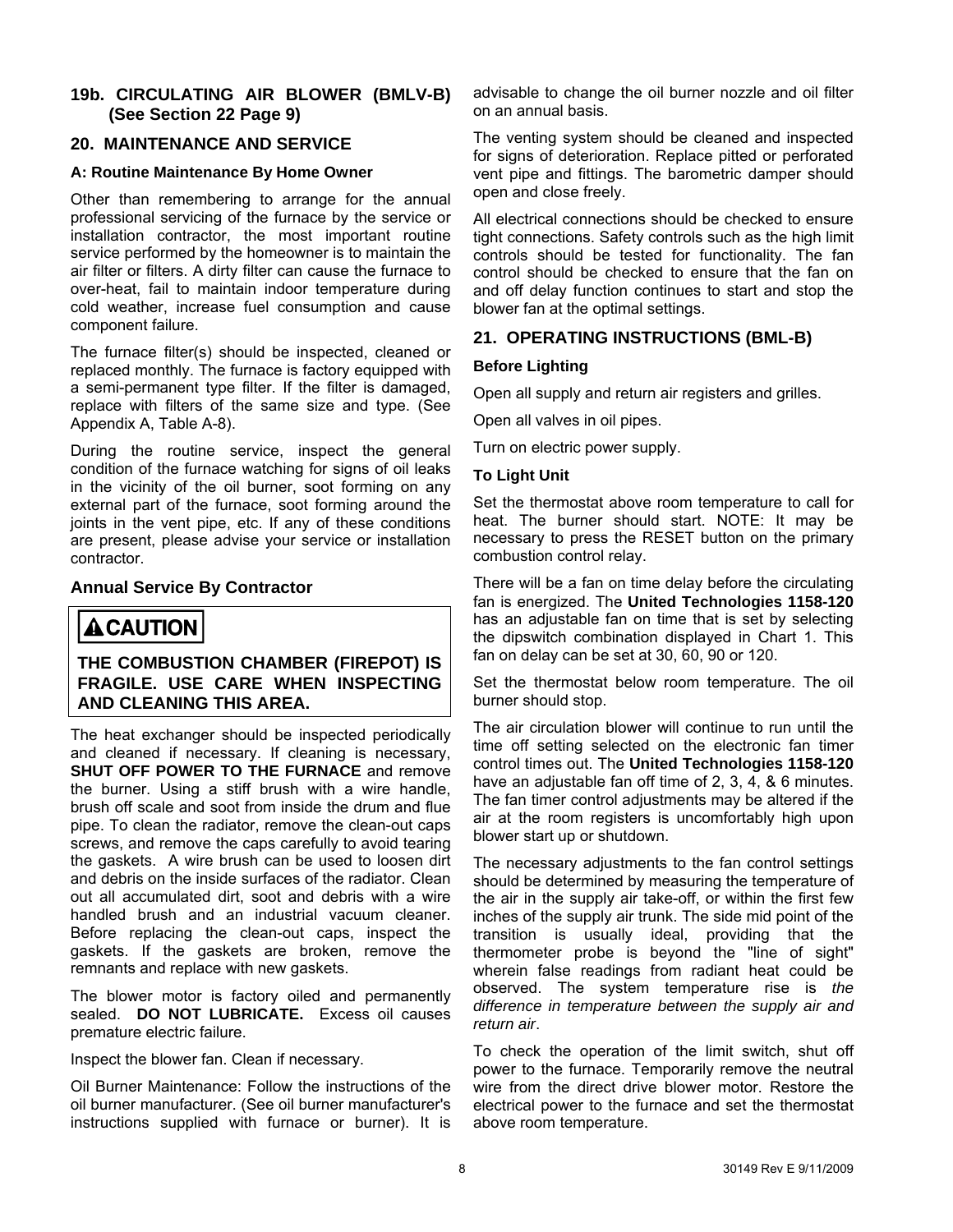## 19b. CIRCULATING AIR BLOWER (BMLV-B) (See Section 22 Page 9)

## 20. MAINTENANCE AND SERVICE

### A: Routine Maintenance By Home Owner

Other than remembering to arrange for the annual professional servicing of the furnace by the service or installation contractor, the most important routine service performed by the homeowner is to maintain the air filter or filters. A dirty filter can cause the furnace to over-heat, fail to maintain indoor temperature during cold weather, increase fuel consumption and cause component failure.

The furnace filter(s) should be inspected, cleaned or replaced monthly. The furnace is factory equipped with a semi-permanent type filter. If the filter is damaged, replace with filters of the same size and type. (See Appendix A, Table A-8).

During the routine service, inspect the general condition of the furnace watching for signs of oil leaks in the vicinity of the oil burner, soot forming on any external part of the furnace, soot forming around the joints in the vent pipe, etc. If any of these conditions are present, please advise your service or installation contractor.

### Annual Service By Contractor

> **⚠CAUTION**
>
> **THE COMBUSTION CHAMBER (FIREPOT) IS FRAGILE. USE CARE WHEN INSPECTING AND CLEANING THIS AREA.**

The heat exchanger should be inspected periodically and cleaned if necessary. If cleaning is necessary, **SHUT OFF POWER TO THE FURNACE** and remove the burner. Using a stiff brush with a wire handle, brush off scale and soot from inside the drum and flue pipe. To clean the radiator, remove the clean-out caps screws, and remove the caps carefully to avoid tearing the gaskets. A wire brush can be used to loosen dirt and debris on the inside surfaces of the radiator. Clean out all accumulated dirt, soot and debris with a wire handled brush and an industrial vacuum cleaner. Before replacing the clean-out caps, inspect the gaskets. If the gaskets are broken, remove the remnants and replace with new gaskets.

The blower motor is factory oiled and permanently sealed. **DO NOT LUBRICATE.** Excess oil causes premature electric failure.

Inspect the blower fan. Clean if necessary.

Oil Burner Maintenance: Follow the instructions of the oil burner manufacturer. (See oil burner manufacturer's instructions supplied with furnace or burner). It is advisable to change the oil burner nozzle and oil filter on an annual basis.

The venting system should be cleaned and inspected for signs of deterioration. Replace pitted or perforated vent pipe and fittings. The barometric damper should open and close freely.

All electrical connections should be checked to ensure tight connections. Safety controls such as the high limit controls should be tested for functionality. The fan control should be checked to ensure that the fan on and off delay function continues to start and stop the blower fan at the optimal settings.

## 21. OPERATING INSTRUCTIONS (BML-B)

### Before Lighting

Open all supply and return air registers and grilles.

Open all valves in oil pipes.

Turn on electric power supply.

### To Light Unit

Set the thermostat above room temperature to call for heat. The burner should start. NOTE: It may be necessary to press the RESET button on the primary combustion control relay.

There will be a fan on time delay before the circulating fan is energized. The **United Technologies 1158-120** has an adjustable fan on time that is set by selecting the dipswitch combination displayed in Chart 1. This fan on delay can be set at 30, 60, 90 or 120.

Set the thermostat below room temperature. The oil burner should stop.

The air circulation blower will continue to run until the time off setting selected on the electronic fan timer control times out. The **United Technologies 1158-120** have an adjustable fan off time of 2, 3, 4, & 6 minutes. The fan timer control adjustments may be altered if the air at the room registers is uncomfortably high upon blower start up or shutdown.

The necessary adjustments to the fan control settings should be determined by measuring the temperature of the air in the supply air take-off, or within the first few inches of the supply air trunk. The side mid point of the transition is usually ideal, providing that the thermometer probe is beyond the "line of sight" wherein false readings from radiant heat could be observed. The system temperature rise is *the difference in temperature between the supply air and return air*.

To check the operation of the limit switch, shut off power to the furnace. Temporarily remove the neutral wire from the direct drive blower motor. Restore the electrical power to the furnace and set the thermostat above room temperature.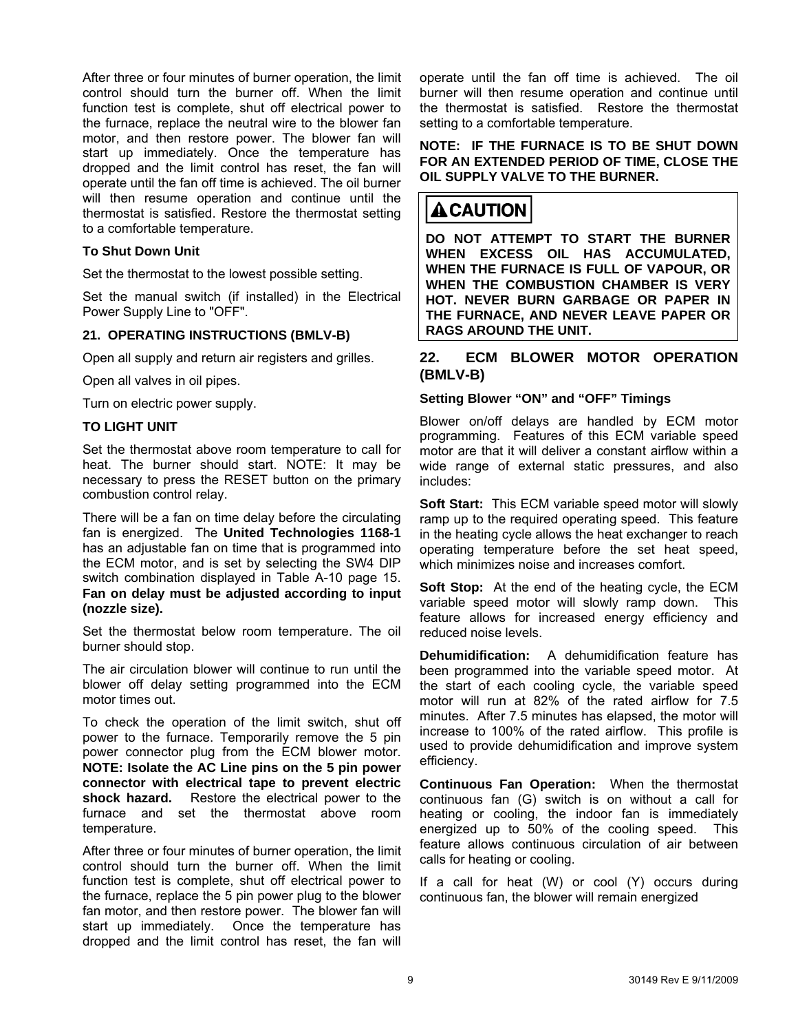After three or four minutes of burner operation, the limit control should turn the burner off. When the limit function test is complete, shut off electrical power to the furnace, replace the neutral wire to the blower fan motor, and then restore power. The blower fan will start up immediately. Once the temperature has dropped and the limit control has reset, the fan will operate until the fan off time is achieved. The oil burner will then resume operation and continue until the thermostat is satisfied. Restore the thermostat setting to a comfortable temperature.

### To Shut Down Unit

Set the thermostat to the lowest possible setting.

Set the manual switch (if installed) in the Electrical Power Supply Line to "OFF".

## 21. OPERATING INSTRUCTIONS (BMLV-B)

Open all supply and return air registers and grilles.

Open all valves in oil pipes.

Turn on electric power supply.

### TO LIGHT UNIT

Set the thermostat above room temperature to call for heat. The burner should start. NOTE: It may be necessary to press the RESET button on the primary combustion control relay.

There will be a fan on time delay before the circulating fan is energized. The **United Technologies 1168-1** has an adjustable fan on time that is programmed into the ECM motor, and is set by selecting the SW4 DIP switch combination displayed in Table A-10 page 15. **Fan on delay must be adjusted according to input (nozzle size).**

Set the thermostat below room temperature. The oil burner should stop.

The air circulation blower will continue to run until the blower off delay setting programmed into the ECM motor times out.

To check the operation of the limit switch, shut off power to the furnace. Temporarily remove the 5 pin power connector plug from the ECM blower motor. **NOTE: Isolate the AC Line pins on the 5 pin power connector with electrical tape to prevent electric shock hazard.** Restore the electrical power to the furnace and set the thermostat above room temperature.

After three or four minutes of burner operation, the limit control should turn the burner off. When the limit function test is complete, shut off electrical power to the furnace, replace the 5 pin power plug to the blower fan motor, and then restore power. The blower fan will start up immediately. Once the temperature has dropped and the limit control has reset, the fan will operate until the fan off time is achieved. The oil burner will then resume operation and continue until the thermostat is satisfied. Restore the thermostat setting to a comfortable temperature.

**NOTE: IF THE FURNACE IS TO BE SHUT DOWN FOR AN EXTENDED PERIOD OF TIME, CLOSE THE OIL SUPPLY VALVE TO THE BURNER.**

> **⚠CAUTION**
>
> **DO NOT ATTEMPT TO START THE BURNER WHEN EXCESS OIL HAS ACCUMULATED, WHEN THE FURNACE IS FULL OF VAPOUR, OR WHEN THE COMBUSTION CHAMBER IS VERY HOT. NEVER BURN GARBAGE OR PAPER IN THE FURNACE, AND NEVER LEAVE PAPER OR RAGS AROUND THE UNIT.**

## 22. ECM BLOWER MOTOR OPERATION (BMLV-B)

### Setting Blower "ON" and "OFF" Timings

Blower on/off delays are handled by ECM motor programming. Features of this ECM variable speed motor are that it will deliver a constant airflow within a wide range of external static pressures, and also includes:

**Soft Start:** This ECM variable speed motor will slowly ramp up to the required operating speed. This feature in the heating cycle allows the heat exchanger to reach operating temperature before the set heat speed, which minimizes noise and increases comfort.

**Soft Stop:** At the end of the heating cycle, the ECM variable speed motor will slowly ramp down. This feature allows for increased energy efficiency and reduced noise levels.

**Dehumidification:** A dehumidification feature has been programmed into the variable speed motor. At the start of each cooling cycle, the variable speed motor will run at 82% of the rated airflow for 7.5 minutes. After 7.5 minutes has elapsed, the motor will increase to 100% of the rated airflow. This profile is used to provide dehumidification and improve system efficiency.

**Continuous Fan Operation:** When the thermostat continuous fan (G) switch is on without a call for heating or cooling, the indoor fan is immediately energized up to 50% of the cooling speed. This feature allows continuous circulation of air between calls for heating or cooling.

If a call for heat (W) or cool (Y) occurs during continuous fan, the blower will remain energized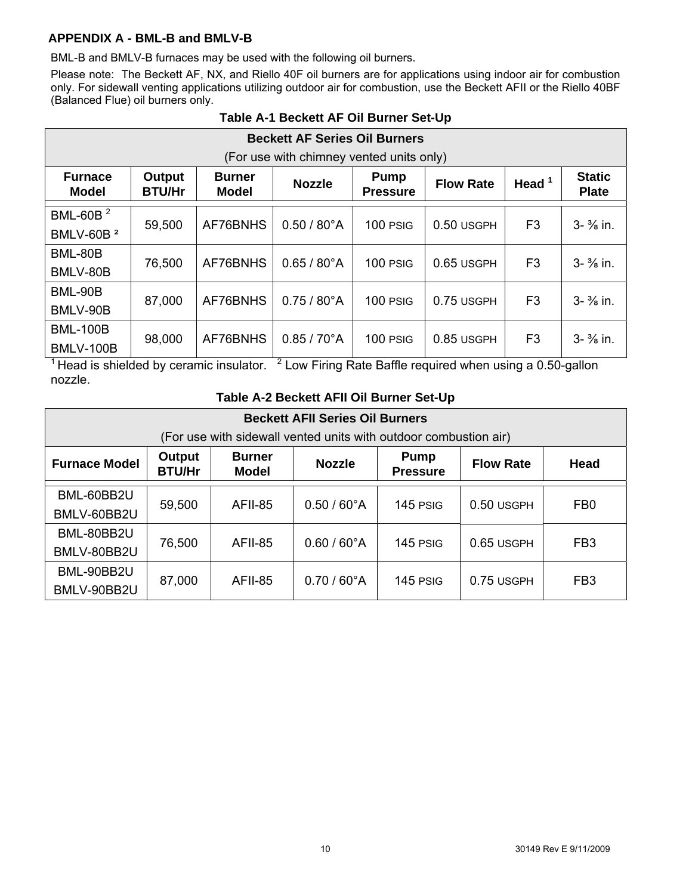## APPENDIX A - BML-B and BMLV-B

BML-B and BMLV-B furnaces may be used with the following oil burners.

Please note: The Beckett AF, NX, and Riello 40F oil burners are for applications using indoor air for combustion only. For sidewall venting applications utilizing outdoor air for combustion, use the Beckett AFII or the Riello 40BF (Balanced Flue) oil burners only.

**Table A-1 Beckett AF Oil Burner Set-Up**

| Beckett AF Series Oil Burners (For use with chimney vented units only) | | | | | | | |
|---|---|---|---|---|---|---|---|
| **Furnace Model** | **Output BTU/Hr** | **Burner Model** | **Nozzle** | **Pump Pressure** | **Flow Rate** | **Head [1]** | **Static Plate** |
| BML-60B [2]<br>BMLV-60B [2] | 59,500 | AF76BNHS | 0.50 / 80°A | 100 PSIG | 0.50 USGPH | F3 | 3- ⅜ in. |
| BML-80B<br>BMLV-80B | 76,500 | AF76BNHS | 0.65 / 80°A | 100 PSIG | 0.65 USGPH | F3 | 3- ⅜ in. |
| BML-90B<br>BMLV-90B | 87,000 | AF76BNHS | 0.75 / 80°A | 100 PSIG | 0.75 USGPH | F3 | 3- ⅜ in. |
| BML-100B<br>BMLV-100B | 98,000 | AF76BNHS | 0.85 / 70°A | 100 PSIG | 0.85 USGPH | F3 | 3- ⅜ in. |

[1] Head is shielded by ceramic insulator. [2] Low Firing Rate Baffle required when using a 0.50-gallon nozzle.

**Table A-2 Beckett AFII Oil Burner Set-Up**

| Beckett AFII Series Oil Burners (For use with sidewall vented units with outdoor combustion air) | | | | | | |
|---|---|---|---|---|---|---|
| **Furnace Model** | **Output BTU/Hr** | **Burner Model** | **Nozzle** | **Pump Pressure** | **Flow Rate** | **Head** |
| BML-60BB2U<br>BMLV-60BB2U | 59,500 | AFII-85 | 0.50 / 60°A | 145 PSIG | 0.50 USGPH | FB0 |
| BML-80BB2U<br>BMLV-80BB2U | 76,500 | AFII-85 | 0.60 / 60°A | 145 PSIG | 0.65 USGPH | FB3 |
| BML-90BB2U<br>BMLV-90BB2U | 87,000 | AFII-85 | 0.70 / 60°A | 145 PSIG | 0.75 USGPH | FB3 |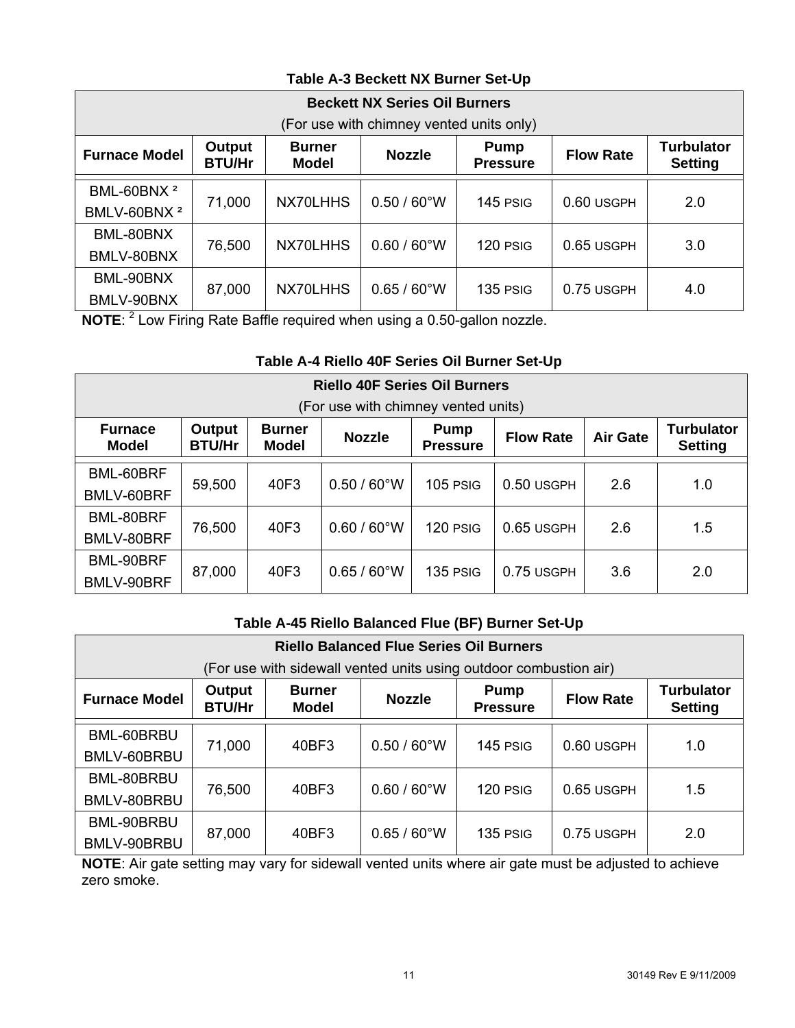### Table A-3 Beckett NX Burner Set-Up

| Beckett NX Series Oil Burners (For use with chimney vented units only) | | | | | | |
|---|---|---|---|---|---|---|
| **Furnace Model** | **Output BTU/Hr** | **Burner Model** | **Nozzle** | **Pump Pressure** | **Flow Rate** | **Turbulator Setting** |
| BML-60BNX [2] BMLV-60BNX [2] | 71,000 | NX70LHHS | 0.50 / 60°W | 145 PSIG | 0.60 USGPH | 2.0 |
| BML-80BNX BMLV-80BNX | 76,500 | NX70LHHS | 0.60 / 60°W | 120 PSIG | 0.65 USGPH | 3.0 |
| BML-90BNX BMLV-90BNX | 87,000 | NX70LHHS | 0.65 / 60°W | 135 PSIG | 0.75 USGPH | 4.0 |

**NOTE**: [2] Low Firing Rate Baffle required when using a 0.50-gallon nozzle.

### Table A-4 Riello 40F Series Oil Burner Set-Up

| Riello 40F Series Oil Burners (For use with chimney vented units) | | | | | | | |
|---|---|---|---|---|---|---|---|
| **Furnace Model** | **Output BTU/Hr** | **Burner Model** | **Nozzle** | **Pump Pressure** | **Flow Rate** | **Air Gate** | **Turbulator Setting** |
| BML-60BRF BMLV-60BRF | 59,500 | 40F3 | 0.50 / 60°W | 105 PSIG | 0.50 USGPH | 2.6 | 1.0 |
| BML-80BRF BMLV-80BRF | 76,500 | 40F3 | 0.60 / 60°W | 120 PSIG | 0.65 USGPH | 2.6 | 1.5 |
| BML-90BRF BMLV-90BRF | 87,000 | 40F3 | 0.65 / 60°W | 135 PSIG | 0.75 USGPH | 3.6 | 2.0 |

### Table A-45 Riello Balanced Flue (BF) Burner Set-Up

| Riello Balanced Flue Series Oil Burners (For use with sidewall vented units using outdoor combustion air) | | | | | | |
|---|---|---|---|---|---|---|
| **Furnace Model** | **Output BTU/Hr** | **Burner Model** | **Nozzle** | **Pump Pressure** | **Flow Rate** | **Turbulator Setting** |
| BML-60BRBU BMLV-60BRBU | 71,000 | 40BF3 | 0.50 / 60°W | 145 PSIG | 0.60 USGPH | 1.0 |
| BML-80BRBU BMLV-80BRBU | 76,500 | 40BF3 | 0.60 / 60°W | 120 PSIG | 0.65 USGPH | 1.5 |
| BML-90BRBU BMLV-90BRBU | 87,000 | 40BF3 | 0.65 / 60°W | 135 PSIG | 0.75 USGPH | 2.0 |

**NOTE**: Air gate setting may vary for sidewall vented units where air gate must be adjusted to achieve zero smoke.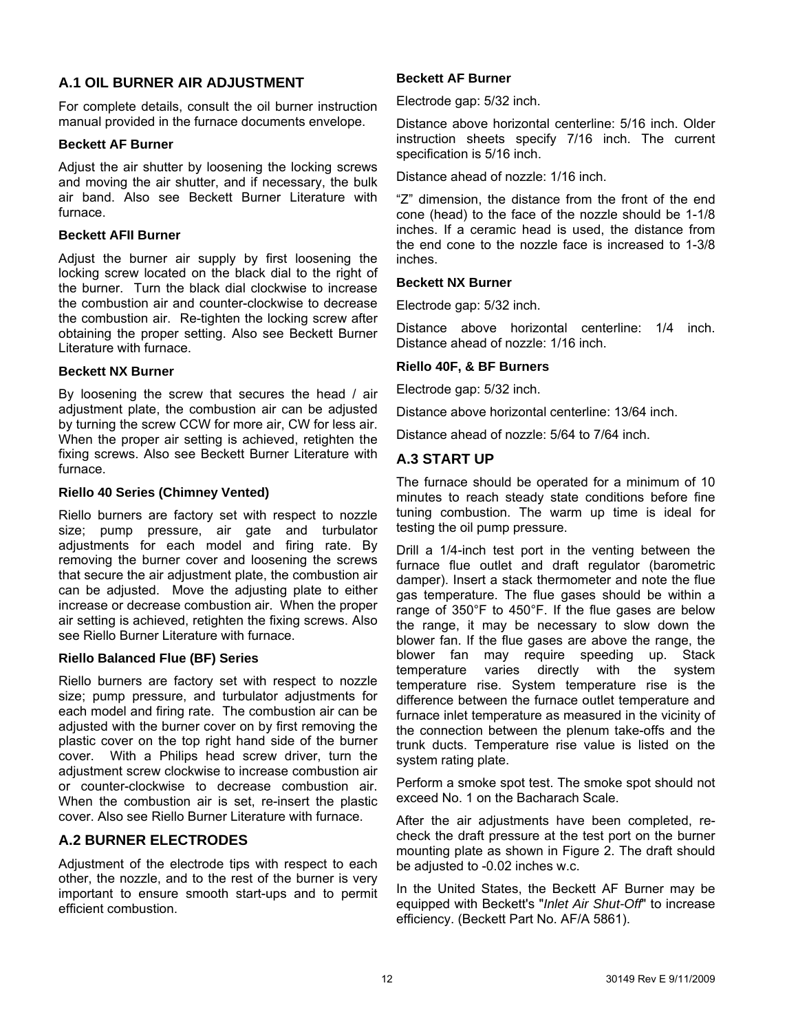## A.1 OIL BURNER AIR ADJUSTMENT

For complete details, consult the oil burner instruction manual provided in the furnace documents envelope.

### Beckett AF Burner

Adjust the air shutter by loosening the locking screws and moving the air shutter, and if necessary, the bulk air band. Also see Beckett Burner Literature with furnace.

### Beckett AFII Burner

Adjust the burner air supply by first loosening the locking screw located on the black dial to the right of the burner. Turn the black dial clockwise to increase the combustion air and counter-clockwise to decrease the combustion air. Re-tighten the locking screw after obtaining the proper setting. Also see Beckett Burner Literature with furnace.

### Beckett NX Burner

By loosening the screw that secures the head / air adjustment plate, the combustion air can be adjusted by turning the screw CCW for more air, CW for less air. When the proper air setting is achieved, retighten the fixing screws. Also see Beckett Burner Literature with furnace.

### Riello 40 Series (Chimney Vented)

Riello burners are factory set with respect to nozzle size; pump pressure, air gate and turbulator adjustments for each model and firing rate. By removing the burner cover and loosening the screws that secure the air adjustment plate, the combustion air can be adjusted. Move the adjusting plate to either increase or decrease combustion air. When the proper air setting is achieved, retighten the fixing screws. Also see Riello Burner Literature with furnace.

### Riello Balanced Flue (BF) Series

Riello burners are factory set with respect to nozzle size; pump pressure, and turbulator adjustments for each model and firing rate. The combustion air can be adjusted with the burner cover on by first removing the plastic cover on the top right hand side of the burner cover. With a Philips head screw driver, turn the adjustment screw clockwise to increase combustion air or counter-clockwise to decrease combustion air. When the combustion air is set, re-insert the plastic cover. Also see Riello Burner Literature with furnace.

## A.2 BURNER ELECTRODES

Adjustment of the electrode tips with respect to each other, the nozzle, and to the rest of the burner is very important to ensure smooth start-ups and to permit efficient combustion.

### Beckett AF Burner

Electrode gap: 5/32 inch.

Distance above horizontal centerline: 5/16 inch. Older instruction sheets specify 7/16 inch. The current specification is 5/16 inch.

Distance ahead of nozzle: 1/16 inch.

"Z" dimension, the distance from the front of the end cone (head) to the face of the nozzle should be 1-1/8 inches. If a ceramic head is used, the distance from the end cone to the nozzle face is increased to 1-3/8 inches.

### Beckett NX Burner

Electrode gap: 5/32 inch.

Distance above horizontal centerline: 1/4 inch. Distance ahead of nozzle: 1/16 inch.

### Riello 40F, & BF Burners

Electrode gap: 5/32 inch.

Distance above horizontal centerline: 13/64 inch.

Distance ahead of nozzle: 5/64 to 7/64 inch.

## A.3 START UP

The furnace should be operated for a minimum of 10 minutes to reach steady state conditions before fine tuning combustion. The warm up time is ideal for testing the oil pump pressure.

Drill a 1/4-inch test port in the venting between the furnace flue outlet and draft regulator (barometric damper). Insert a stack thermometer and note the flue gas temperature. The flue gases should be within a range of 350°F to 450°F. If the flue gases are below the range, it may be necessary to slow down the blower fan. If the flue gases are above the range, the blower fan may require speeding up. Stack temperature varies directly with the system temperature rise. System temperature rise is the difference between the furnace outlet temperature and furnace inlet temperature as measured in the vicinity of the connection between the plenum take-offs and the trunk ducts. Temperature rise value is listed on the system rating plate.

Perform a smoke spot test. The smoke spot should not exceed No. 1 on the Bacharach Scale.

After the air adjustments have been completed, re-check the draft pressure at the test port on the burner mounting plate as shown in Figure 2. The draft should be adjusted to -0.02 inches w.c.

In the United States, the Beckett AF Burner may be equipped with Beckett's "*Inlet Air Shut-Off*" to increase efficiency. (Beckett Part No. AF/A 5861).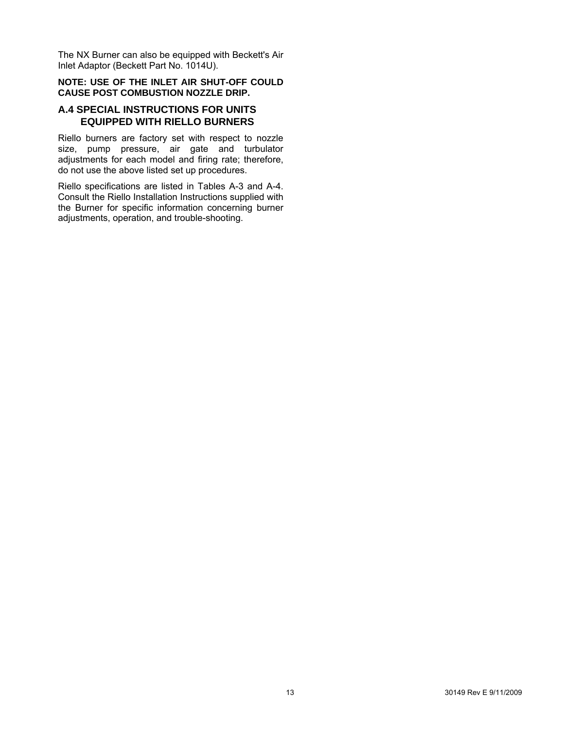The NX Burner can also be equipped with Beckett's Air Inlet Adaptor (Beckett Part No. 1014U).

**NOTE: USE OF THE INLET AIR SHUT-OFF COULD CAUSE POST COMBUSTION NOZZLE DRIP.**

### A.4 SPECIAL INSTRUCTIONS FOR UNITS EQUIPPED WITH RIELLO BURNERS

Riello burners are factory set with respect to nozzle size, pump pressure, air gate and turbulator adjustments for each model and firing rate; therefore, do not use the above listed set up procedures.

Riello specifications are listed in Tables A-3 and A-4. Consult the Riello Installation Instructions supplied with the Burner for specific information concerning burner adjustments, operation, and trouble-shooting.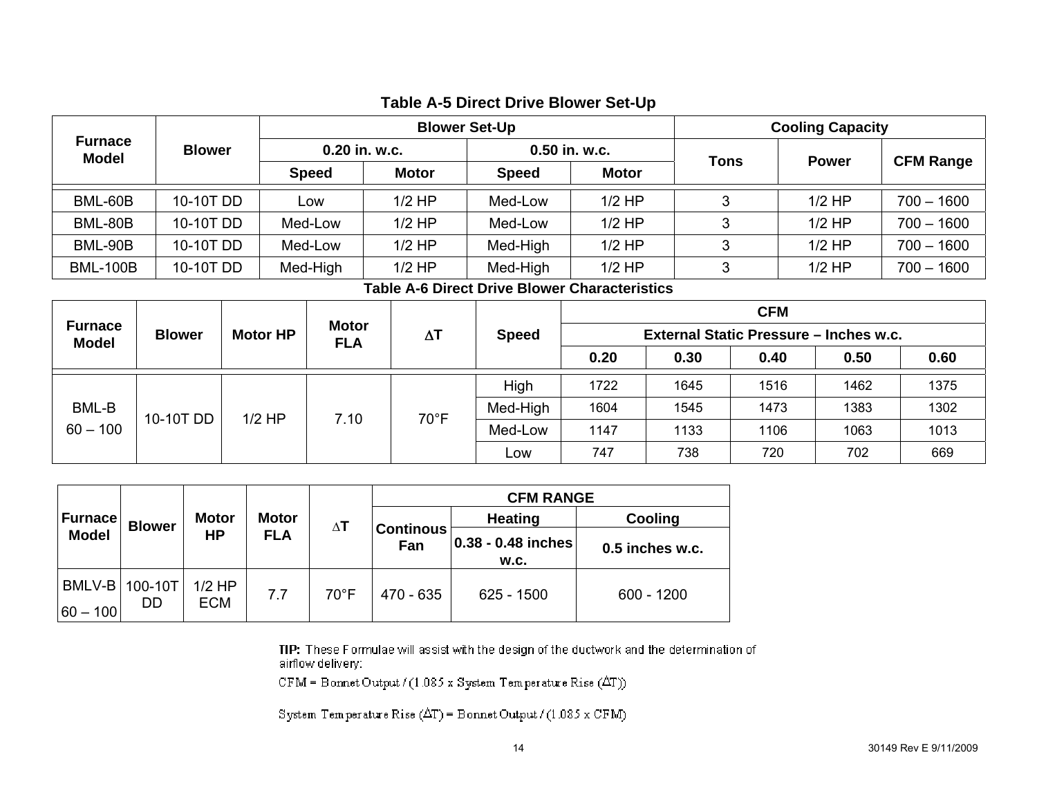## Table A-5 Direct Drive Blower Set-Up

| Furnace Model | Blower | Blower Set-Up | | | | Cooling Capacity | | |
|---|---|---|---|---|---|---|---|---|
| | | 0.20 in. w.c. | | 0.50 in. w.c. | | Tons | Power | CFM Range |
| | | Speed | Motor | Speed | Motor | | | |
| BML-60B | 10-10T DD | Low | 1/2 HP | Med-Low | 1/2 HP | 3 | 1/2 HP | 700 – 1600 |
| BML-80B | 10-10T DD | Med-Low | 1/2 HP | Med-Low | 1/2 HP | 3 | 1/2 HP | 700 – 1600 |
| BML-90B | 10-10T DD | Med-Low | 1/2 HP | Med-High | 1/2 HP | 3 | 1/2 HP | 700 – 1600 |
| BML-100B | 10-10T DD | Med-High | 1/2 HP | Med-High | 1/2 HP | 3 | 1/2 HP | 700 – 1600 |

## Table A-6 Direct Drive Blower Characteristics

| Furnace Model | Blower | Motor HP | Motor FLA | ∆T | Speed | CFM | | | | |
|---|---|---|---|---|---|---|---|---|---|---|
| | | | | | | External Static Pressure – Inches w.c. | | | | |
| | | | | | | 0.20 | 0.30 | 0.40 | 0.50 | 0.60 |
| BML-B 60 – 100 | 10-10T DD | 1/2 HP | 7.10 | 70°F | High | 1722 | 1645 | 1516 | 1462 | 1375 |
| | | | | | Med-High | 1604 | 1545 | 1473 | 1383 | 1302 |
| | | | | | Med-Low | 1147 | 1133 | 1106 | 1063 | 1013 |
| | | | | | Low | 747 | 738 | 720 | 702 | 669 |

| Furnace Model | Blower | Motor HP | Motor FLA | ∆T | CFM RANGE | | |
|---|---|---|---|---|---|---|---|
| | | | | | Continous Fan | Heating | Cooling |
| | | | | | | 0.38 - 0.48 inches w.c. | 0.5 inches w.c. |
| BMLV-B 60 – 100 | 100-10T DD | 1/2 HP ECM | 7.7 | 70°F | 470 - 635 | 625 - 1500 | 600 - 1200 |

**TIP:** These Formulae will assist with the design of the ductwork and the determination of airflow delivery:

CFM = Bonnet Output / (1.085 x System Temperature Rise (∆T))

System Temperature Rise (∆T) = Bonnet Output / (1.085 x CFM)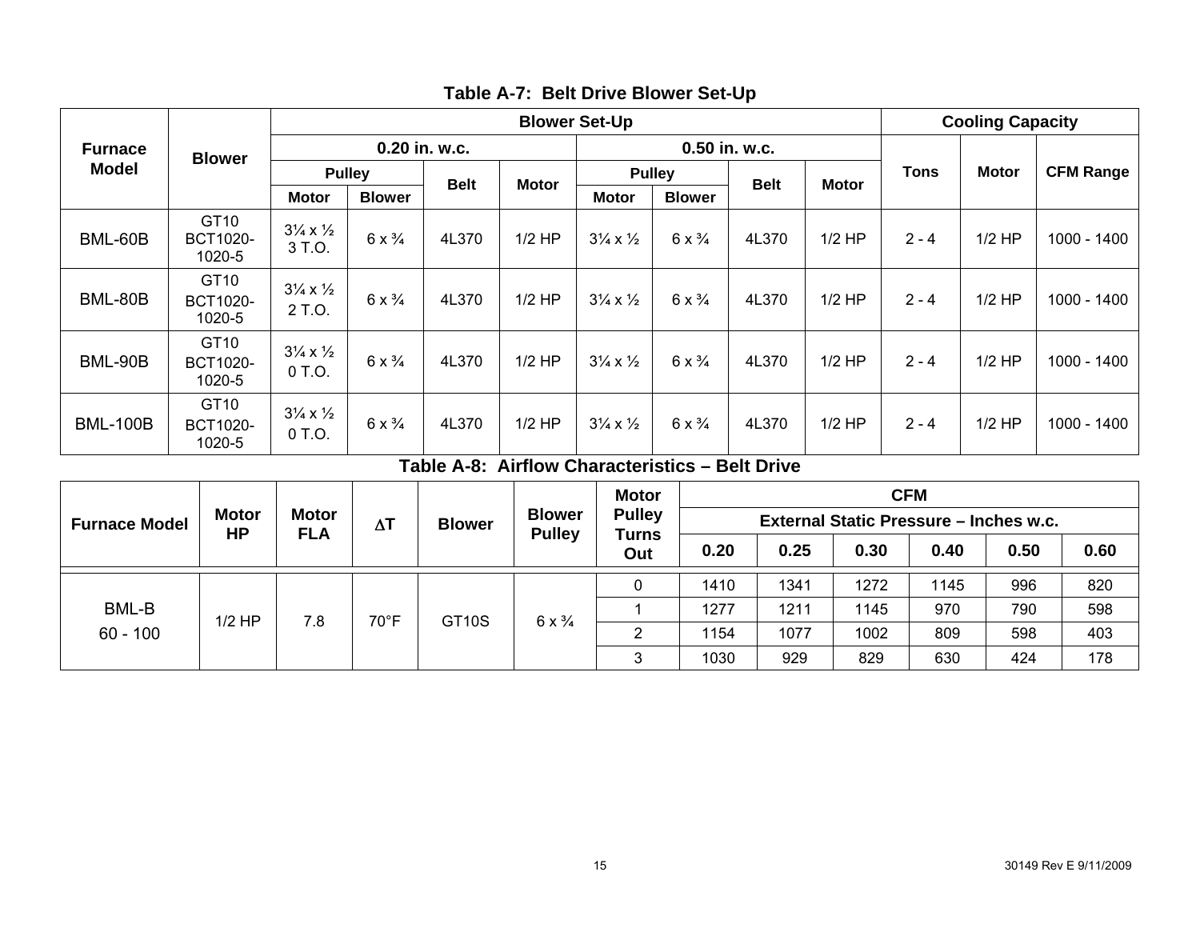## Table A-7: Belt Drive Blower Set-Up

| Furnace Model | Blower | Blower Set-Up | | | | | | | | Cooling Capacity | | |
|---|---|---|---|---|---|---|---|---|---|---|---|---|
| | | 0.20 in. w.c. | | | | 0.50 in. w.c. | | | | | | |
| | | Pulley | | Belt | Motor | Pulley | | Belt | Motor | Tons | Motor | CFM Range |
| | | Motor | Blower | | | Motor | Blower | | | | | |
| BML-60B | GT10 BCT1020-1020-5 | 3¼ x ½ 3 T.O. | 6 x ¾ | 4L370 | 1/2 HP | 3¼ x ½ | 6 x ¾ | 4L370 | 1/2 HP | 2 - 4 | 1/2 HP | 1000 - 1400 |
| BML-80B | GT10 BCT1020-1020-5 | 3¼ x ½ 2 T.O. | 6 x ¾ | 4L370 | 1/2 HP | 3¼ x ½ | 6 x ¾ | 4L370 | 1/2 HP | 2 - 4 | 1/2 HP | 1000 - 1400 |
| BML-90B | GT10 BCT1020-1020-5 | 3¼ x ½ 0 T.O. | 6 x ¾ | 4L370 | 1/2 HP | 3¼ x ½ | 6 x ¾ | 4L370 | 1/2 HP | 2 - 4 | 1/2 HP | 1000 - 1400 |
| BML-100B | GT10 BCT1020-1020-5 | 3¼ x ½ 0 T.O. | 6 x ¾ | 4L370 | 1/2 HP | 3¼ x ½ | 6 x ¾ | 4L370 | 1/2 HP | 2 - 4 | 1/2 HP | 1000 - 1400 |

## Table A-8: Airflow Characteristics – Belt Drive

| Furnace Model | Motor HP | Motor FLA | ΔT | Blower | Blower Pulley | Motor Pulley Turns Out | CFM | | | | | |
|---|---|---|---|---|---|---|---|---|---|---|---|---|
| | | | | | | | External Static Pressure – Inches w.c. | | | | | |
| | | | | | | | 0.20 | 0.25 | 0.30 | 0.40 | 0.50 | 0.60 |
| BML-B 60 - 100 | 1/2 HP | 7.8 | 70°F | GT10S | 6 x ¾ | 0 | 1410 | 1341 | 1272 | 1145 | 996 | 820 |
| | | | | | | 1 | 1277 | 1211 | 1145 | 970 | 790 | 598 |
| | | | | | | 2 | 1154 | 1077 | 1002 | 809 | 598 | 403 |
| | | | | | | 3 | 1030 | 929 | 829 | 630 | 424 | 178 |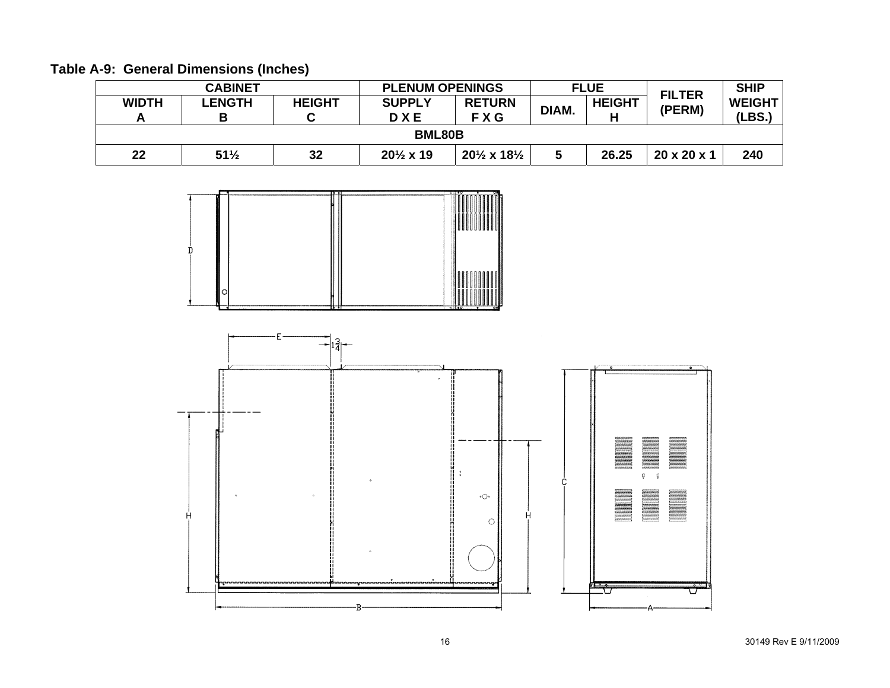**Table A-9: General Dimensions (Inches)**

| CABINET | | | PLENUM OPENINGS | | FLUE | | FILTER (PERM) | SHIP WEIGHT (LBS.) |
|---|---|---|---|---|---|---|---|---|
| WIDTH A | LENGTH B | HEIGHT C | SUPPLY D X E | RETURN F X G | DIAM. | HEIGHT H | | |
| BML80B | | | | | | | | |
| 22 | 51½ | 32 | 20½ x 19 | 20½ x 18½ | 5 | 26.25 | 20 x 20 x 1 | 240 |

30149 Rev E 9/11/2009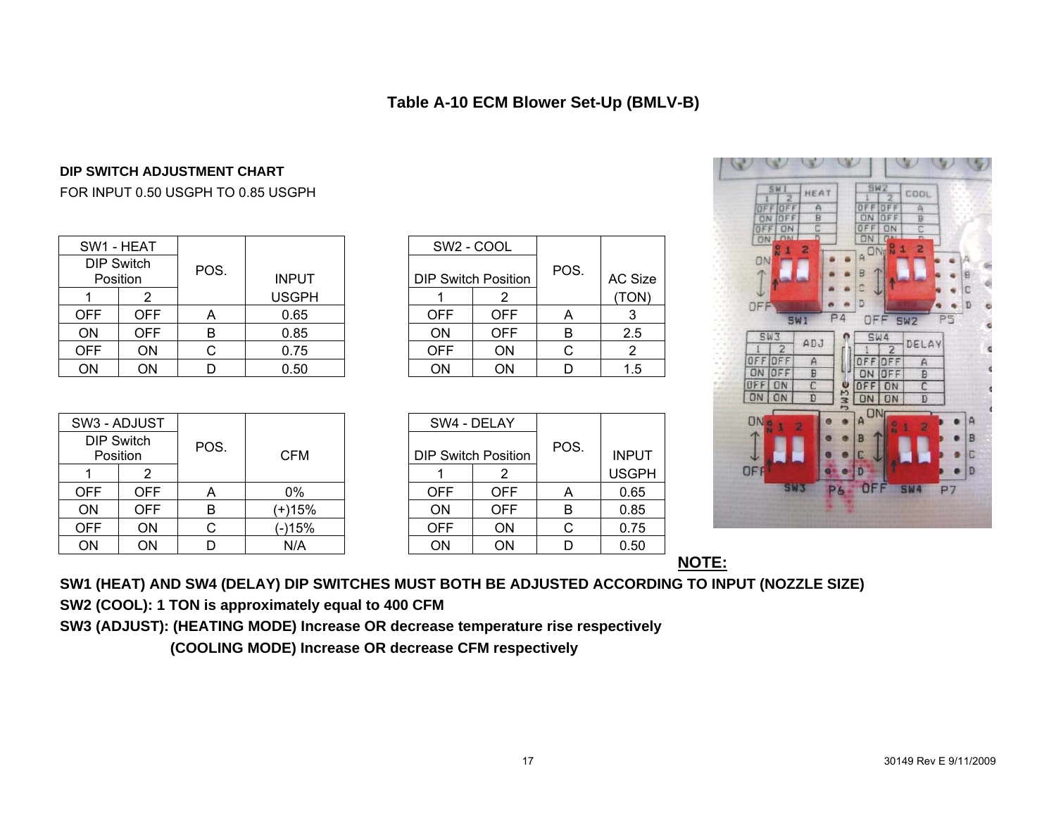## Table A-10 ECM Blower Set-Up (BMLV-B)

**DIP SWITCH ADJUSTMENT CHART**

FOR INPUT 0.50 USGPH TO 0.85 USGPH

| SW1 - HEAT DIP Switch Position 1 | 2 | POS. | INPUT USGPH |
|---|---|---|---|
| OFF | OFF | A | 0.65 |
| ON | OFF | B | 0.85 |
| OFF | ON | C | 0.75 |
| ON | ON | D | 0.50 |

| SW2 - COOL DIP Switch Position 1 | 2 | POS. | AC Size (TON) |
|---|---|---|---|
| OFF | OFF | A | 3 |
| ON | OFF | B | 2.5 |
| OFF | ON | C | 2 |
| ON | ON | D | 1.5 |

| SW3 - ADJUST DIP Switch Position 1 | 2 | POS. | CFM |
|---|---|---|---|
| OFF | OFF | A | 0% |
| ON | OFF | B | (+)15% |
| OFF | ON | C | (-)15% |
| ON | ON | D | N/A |

| SW4 - DELAY DIP Switch Position 1 | 2 | POS. | INPUT USGPH |
|---|---|---|---|
| OFF | OFF | A | 0.65 |
| ON | OFF | B | 0.85 |
| OFF | ON | C | 0.75 |
| ON | ON | D | 0.50 |

**NOTE:**

**SW1 (HEAT) AND SW4 (DELAY) DIP SWITCHES MUST BOTH BE ADJUSTED ACCORDING TO INPUT (NOZZLE SIZE)**

**SW2 (COOL): 1 TON is approximately equal to 400 CFM**

**SW3 (ADJUST): (HEATING MODE) Increase OR decrease temperature rise respectively**

**(COOLING MODE) Increase OR decrease CFM respectively**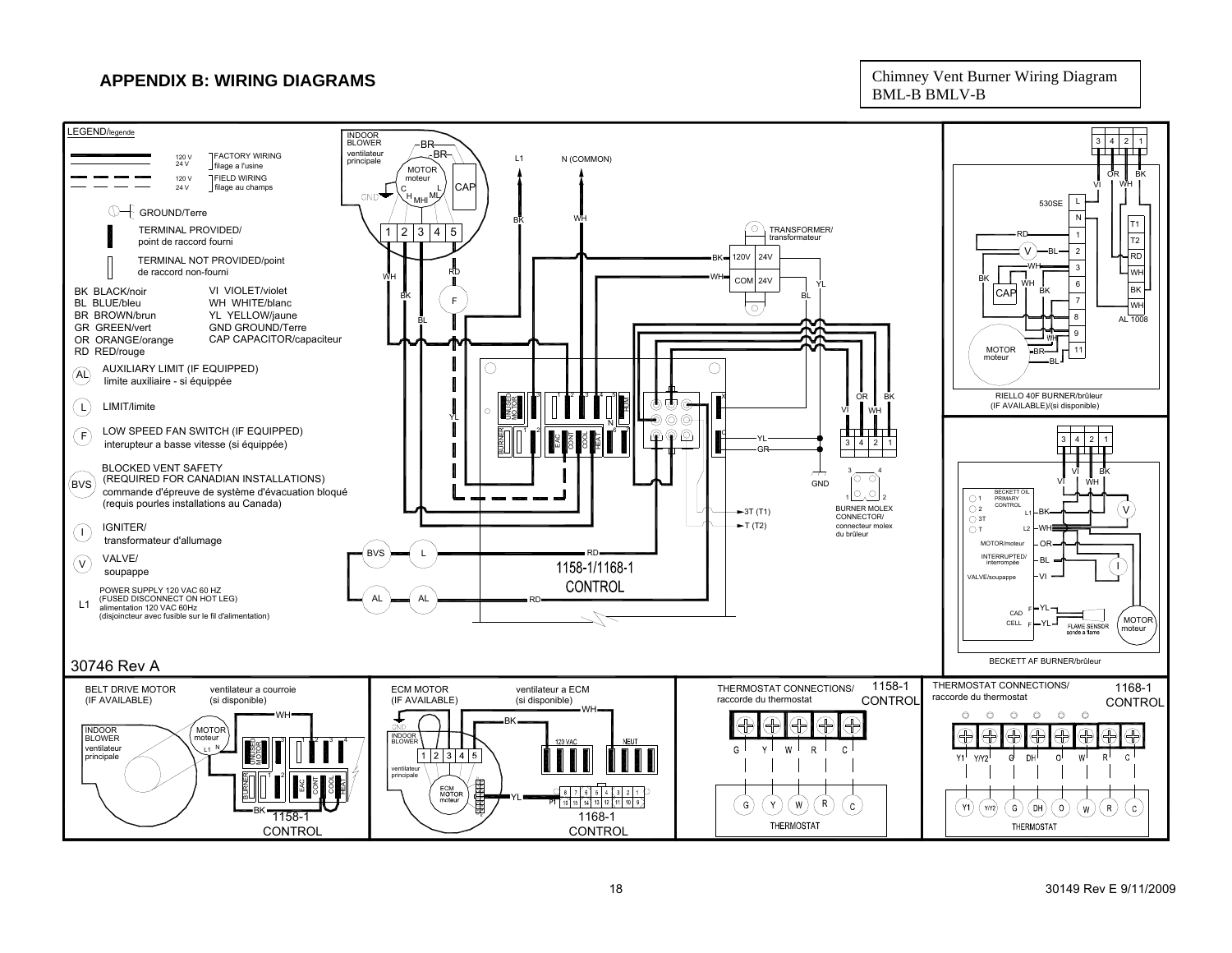## APPENDIX B: WIRING DIAGRAMS

Chimney Vent Burner Wiring Diagram
BML-B BMLV-B

LEGEND/legende

- 120 V / 24 V — FACTORY WIRING / filage a l'usine
- 120 V / 24 V — FIELD WIRING / filage au champs
- GROUND/Terre
- TERMINAL PROVIDED/ point de raccord fourni
- TERMINAL NOT PROVIDED/point de raccord non-fourni

| | |
|---|---|
| BK BLACK/noir | VI VIOLET/violet |
| BL BLUE/bleu | WH WHITE/blanc |
| BR BROWN/brun | YL YELLOW/jaune |
| GR GREEN/vert | GND GROUND/Terre |
| OR ORANGE/orange | CAP CAPACITOR/capaciteur |
| RD RED/rouge | |

- AL — AUXILIARY LIMIT (IF EQUIPPED) limite auxiliaire - si équipée
- L — LIMIT/limite
- F — LOW SPEED FAN SWITCH (IF EQUIPPED) interupteur a basse vitesse (si équippée)
- BVS — BLOCKED VENT SAFETY (REQUIRED FOR CANADIAN INSTALLATIONS) commande d'épreuve de système d'évacuation bloqué (requis pourles installations au Canada)
- I — IGNITER/ transformateur d'allumage
- V — VALVE/ soupappe
- L1 — POWER SUPPLY 120 VAC 60 HZ (FUSED DISCONNECT ON HOT LEG) alimentation 120 VAC 60Hz (disjoincteur avec fusible sur le fil d'alimentation)

30746 Rev A

INDOOR BLOWER ventilateur principale — MOTOR moteur (C, H, MHI, ML, L), CAP, terminals 1 2 3 4 5

L1 — N (COMMON)

TRANSFORMER/ transformateur — 120V, 24V, COM, 24V

1158-1/1168-1 CONTROL — UNUSED MOTOR, HUM, BURNER, EAC, CONT, COOL, HEAT, N, X, C

3T (T1), T (T2)

BURNER MOLEX CONNECTOR/ connecteur molex du brûleur

RIELLO 40F BURNER/brûleur (IF AVAILABLE)/(si disponible) — 530SE, AL 1008, MOTOR moteur, CAP, V

BECKETT AF BURNER/brûleur — BECKETT OIL PRIMARY CONTROL, MOTOR/moteur, INTERRUPTED/ interrompée, VALVE/soupappe, CAD CELL, FLAME SENSOR sonde a flame, MOTOR moteur

BELT DRIVE MOTOR (IF AVAILABLE) — ventilateur a courroie (si disponible) — INDOOR BLOWER ventilateur principale, MOTOR moteur, 1158-1 CONTROL

ECM MOTOR (IF AVAILABLE) — ventilateur a ECM (si disponible) — INDOOR BLOWER ventilateur principale, ECM MOTOR moteur, 120 VAC, NEUT, 1168-1 CONTROL

THERMOSTAT CONNECTIONS/ raccorde du thermostat — 1158-1 CONTROL: G, Y, W, R, C — THERMOSTAT

THERMOSTAT CONNECTIONS/ raccorde du thermostat — 1168-1 CONTROL: Y1, Y/Y2, G, DH, O, W, R, C — THERMOSTAT

30149 Rev E 9/11/2009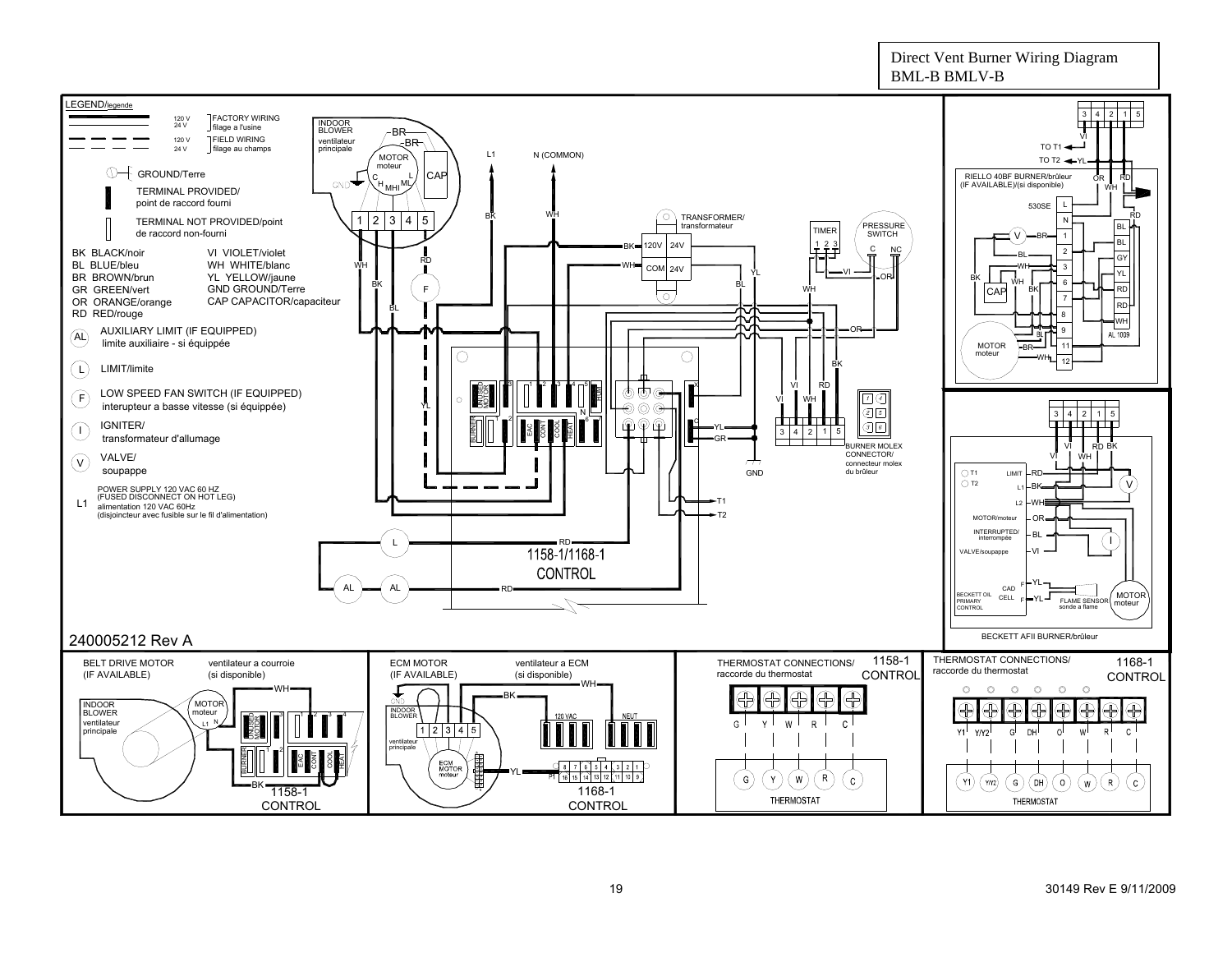# Direct Vent Burner Wiring Diagram
# BML-B BMLV-B

## LEGEND/legende

- 120 V / 24 V — FACTORY WIRING / filage a l'usine
- 120 V / 24 V — FIELD WIRING / filage au champs
- GROUND/Terre
- TERMINAL PROVIDED/ point de raccord fourni
- TERMINAL NOT PROVIDED/point de raccord non-fourni

| | |
|---|---|
| BK BLACK/noir | VI VIOLET/violet |
| BL BLUE/bleu | WH WHITE/blanc |
| BR BROWN/brun | YL YELLOW/jaune |
| GR GREEN/vert | GND GROUND/Terre |
| OR ORANGE/orange | CAP CAPACITOR/capaciteur |
| RD RED/rouge | |

- AL — AUXILIARY LIMIT (IF EQUIPPED) / limite auxiliaire - si équippée
- L — LIMIT/limite
- F — LOW SPEED FAN SWITCH (IF EQUIPPED) / interupteur a basse vitesse (si équippée)
- I — IGNITER/ transformateur d'allumage
- V — VALVE/ soupappe
- L1 — POWER SUPPLY 120 VAC 60 HZ (FUSED DISCONNECT ON HOT LEG) / alimentation 120 VAC 60Hz (disjoincteur avec fusible sur le fil d'alimentation)

240005212 Rev A

**Main diagram labels:** INDOOR BLOWER / ventilateur principale; MOTOR / moteur; CAP; L1; N (COMMON); TRANSFORMER/ transformateur (120V, 24V, COM, 24V); TIMER; PRESSURE SWITCH; BURNER MOLEX CONNECTOR/ connecteur molex du brûleur; GND; T1; T2; 1158-1/1168-1 CONTROL

**RIELLO 40BF BURNER/brûleur (IF AVAILABLE)/(si disponible)** — 530SE; MOTOR moteur; CAP; TO T1; TO T2; AL 1009

**BECKETT AFII BURNER/brûleur** — T1; T2; LIMIT; L1; L2; MOTOR/moteur; INTERRUPTED/ interrompée; VALVE/soupappe; BECKETT OIL PRIMARY CONTROL; CAD CELL; FLAME SENSOR sonde a flame; MOTOR moteur

**BELT DRIVE MOTOR (IF AVAILABLE)** — ventilateur a courroie (si disponible); INDOOR BLOWER ventilateur principale; MOTOR moteur; 1158-1 CONTROL

**ECM MOTOR (IF AVAILABLE)** — ventilateur a ECM (si disponible); INDOOR BLOWER ventilateur principale; ECM MOTOR moteur; 120 VAC; NEUT; 1168-1 CONTROL

**THERMOSTAT CONNECTIONS/ raccorde du thermostat — 1158-1 CONTROL:** G, Y, W, R, C — THERMOSTAT

**THERMOSTAT CONNECTIONS/ raccorde du thermostat — 1168-1 CONTROL:** Y1, Y/Y2, G, DH, O, W, R, C — THERMOSTAT

30149 Rev E 9/11/2009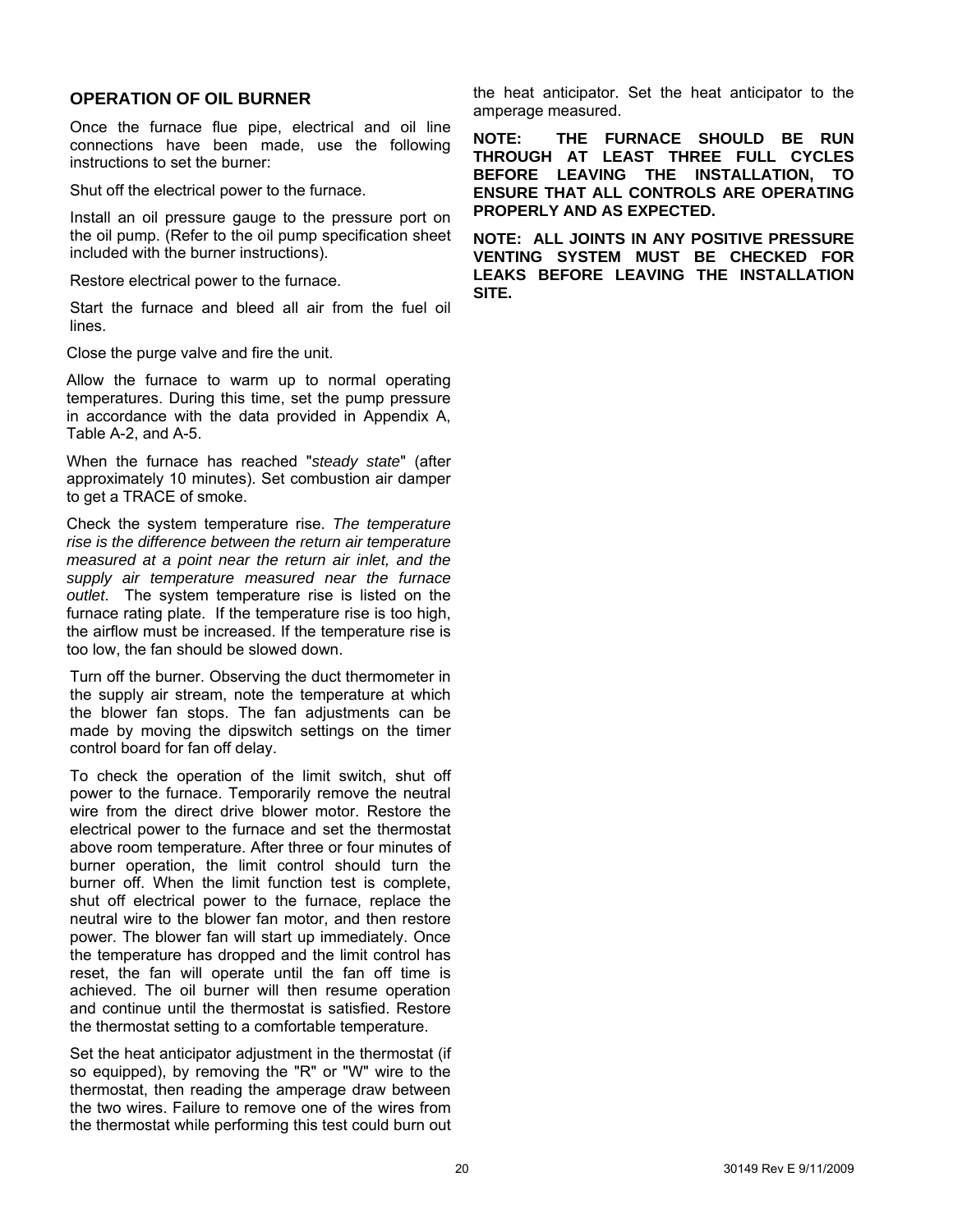## OPERATION OF OIL BURNER

Once the furnace flue pipe, electrical and oil line connections have been made, use the following instructions to set the burner:

Shut off the electrical power to the furnace.

Install an oil pressure gauge to the pressure port on the oil pump. (Refer to the oil pump specification sheet included with the burner instructions).

Restore electrical power to the furnace.

Start the furnace and bleed all air from the fuel oil lines.

Close the purge valve and fire the unit.

Allow the furnace to warm up to normal operating temperatures. During this time, set the pump pressure in accordance with the data provided in Appendix A, Table A-2, and A-5.

When the furnace has reached "*steady state*" (after approximately 10 minutes). Set combustion air damper to get a TRACE of smoke.

Check the system temperature rise. *The temperature rise is the difference between the return air temperature measured at a point near the return air inlet, and the supply air temperature measured near the furnace outlet*. The system temperature rise is listed on the furnace rating plate. If the temperature rise is too high, the airflow must be increased. If the temperature rise is too low, the fan should be slowed down.

Turn off the burner. Observing the duct thermometer in the supply air stream, note the temperature at which the blower fan stops. The fan adjustments can be made by moving the dipswitch settings on the timer control board for fan off delay.

To check the operation of the limit switch, shut off power to the furnace. Temporarily remove the neutral wire from the direct drive blower motor. Restore the electrical power to the furnace and set the thermostat above room temperature. After three or four minutes of burner operation, the limit control should turn the burner off. When the limit function test is complete, shut off electrical power to the furnace, replace the neutral wire to the blower fan motor, and then restore power. The blower fan will start up immediately. Once the temperature has dropped and the limit control has reset, the fan will operate until the fan off time is achieved. The oil burner will then resume operation and continue until the thermostat is satisfied. Restore the thermostat setting to a comfortable temperature.

Set the heat anticipator adjustment in the thermostat (if so equipped), by removing the "R" or "W" wire to the thermostat, then reading the amperage draw between the two wires. Failure to remove one of the wires from the thermostat while performing this test could burn out the heat anticipator. Set the heat anticipator to the amperage measured.

**NOTE: THE FURNACE SHOULD BE RUN THROUGH AT LEAST THREE FULL CYCLES BEFORE LEAVING THE INSTALLATION, TO ENSURE THAT ALL CONTROLS ARE OPERATING PROPERLY AND AS EXPECTED.**

**NOTE: ALL JOINTS IN ANY POSITIVE PRESSURE VENTING SYSTEM MUST BE CHECKED FOR LEAKS BEFORE LEAVING THE INSTALLATION SITE.**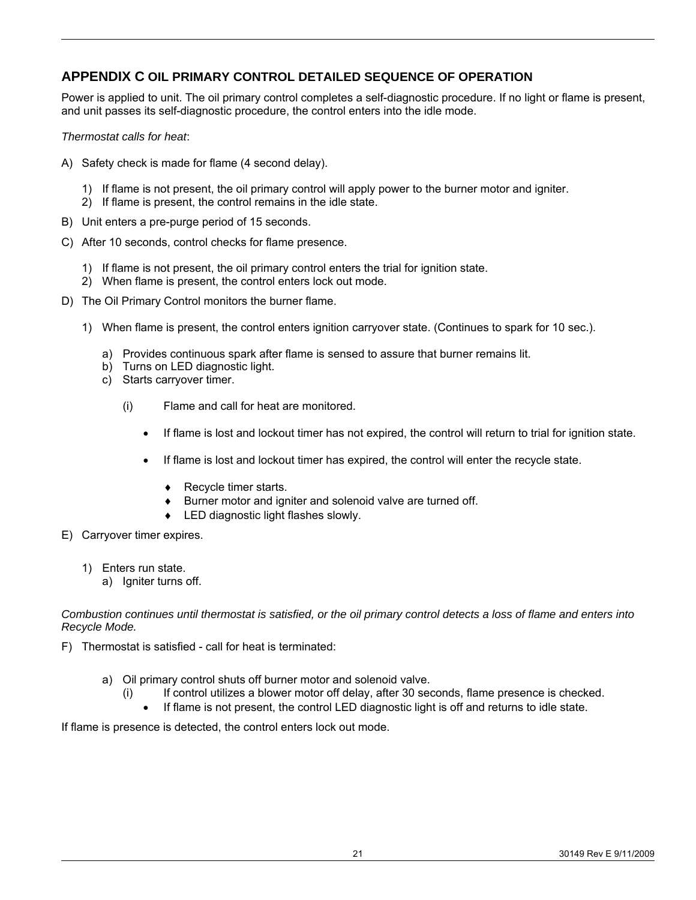## APPENDIX C OIL PRIMARY CONTROL DETAILED SEQUENCE OF OPERATION

Power is applied to unit. The oil primary control completes a self-diagnostic procedure. If no light or flame is present, and unit passes its self-diagnostic procedure, the control enters into the idle mode.

*Thermostat calls for heat*:

A) Safety check is made for flame (4 second delay).

   1) If flame is not present, the oil primary control will apply power to the burner motor and igniter.
   2) If flame is present, the control remains in the idle state.

B) Unit enters a pre-purge period of 15 seconds.

C) After 10 seconds, control checks for flame presence.

   1) If flame is not present, the oil primary control enters the trial for ignition state.
   2) When flame is present, the control enters lock out mode.

D) The Oil Primary Control monitors the burner flame.

   1) When flame is present, the control enters ignition carryover state. (Continues to spark for 10 sec.).

      a) Provides continuous spark after flame is sensed to assure that burner remains lit.
      b) Turns on LED diagnostic light.
      c) Starts carryover timer.

         (i) Flame and call for heat are monitored.

            - If flame is lost and lockout timer has not expired, the control will return to trial for ignition state.

            - If flame is lost and lockout timer has expired, the control will enter the recycle state.

               - ♦ Recycle timer starts.
               - ♦ Burner motor and igniter and solenoid valve are turned off.
               - ♦ LED diagnostic light flashes slowly.

E) Carryover timer expires.

   1) Enters run state.
      a) Igniter turns off.

*Combustion continues until thermostat is satisfied, or the oil primary control detects a loss of flame and enters into Recycle Mode.*

F) Thermostat is satisfied - call for heat is terminated:

      a) Oil primary control shuts off burner motor and solenoid valve.
         (i) If control utilizes a blower motor off delay, after 30 seconds, flame presence is checked.
            - If flame is not present, the control LED diagnostic light is off and returns to idle state.

If flame is presence is detected, the control enters lock out mode.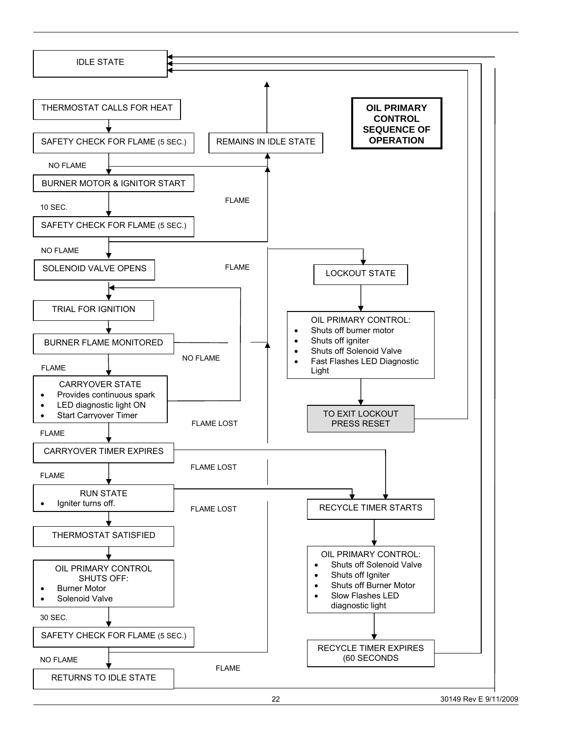## OIL PRIMARY CONTROL SEQUENCE OF OPERATION

IDLE STATE

THERMOSTAT CALLS FOR HEAT

SAFETY CHECK FOR FLAME (5 SEC.)

REMAINS IN IDLE STATE

NO FLAME

BURNER MOTOR & IGNITOR START

FLAME

10 SEC.

SAFETY CHECK FOR FLAME (5 SEC.)

NO FLAME

SOLENOID VALVE OPENS

FLAME

LOCKOUT STATE

TRIAL FOR IGNITION

OIL PRIMARY CONTROL:

- Shuts off burner motor
- Shuts off igniter
- Shuts off Solenoid Valve
- Fast Flashes LED Diagnostic Light

BURNER FLAME MONITORED

NO FLAME

FLAME

CARRYOVER STATE

- Provides continuous spark
- LED diagnostic light ON
- Start Carryover Timer

TO EXIT LOCKOUT PRESS RESET

FLAME LOST

FLAME

CARRYOVER TIMER EXPIRES

FLAME LOST

FLAME

RUN STATE

- Igniter turns off.

FLAME LOST

RECYCLE TIMER STARTS

THERMOSTAT SATISFIED

OIL PRIMARY CONTROL:

- Shuts off Solenoid Valve
- Shuts off Igniter
- Shuts off Burner Motor
- Slow Flashes LED diagnostic light

OIL PRIMARY CONTROL SHUTS OFF:

- Burner Motor
- Solenoid Valve

30 SEC.

SAFETY CHECK FOR FLAME (5 SEC.)

RECYCLE TIMER EXPIRES (60 SECONDS

NO FLAME

FLAME

RETURNS TO IDLE STATE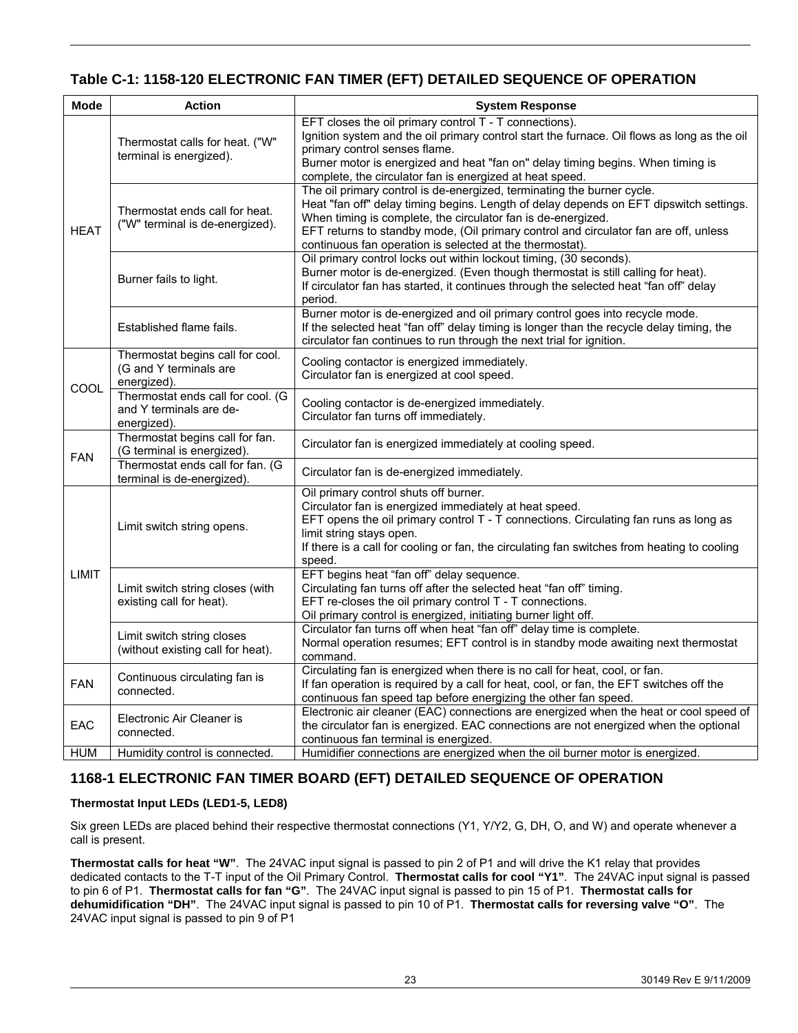## Table C-1: 1158-120 ELECTRONIC FAN TIMER (EFT) DETAILED SEQUENCE OF OPERATION

| Mode | Action | System Response |
|---|---|---|
| HEAT | Thermostat calls for heat. ("W" terminal is energized). | EFT closes the oil primary control T - T connections).<br>Ignition system and the oil primary control start the furnace. Oil flows as long as the oil primary control senses flame.<br>Burner motor is energized and heat "fan on" delay timing begins. When timing is complete, the circulator fan is energized at heat speed. |
| | Thermostat ends call for heat. ("W" terminal is de-energized). | The oil primary control is de-energized, terminating the burner cycle.<br>Heat "fan off" delay timing begins. Length of delay depends on EFT dipswitch settings. When timing is complete, the circulator fan is de-energized.<br>EFT returns to standby mode, (Oil primary control and circulator fan are off, unless continuous fan operation is selected at the thermostat). |
| | Burner fails to light. | Oil primary control locks out within lockout timing, (30 seconds).<br>Burner motor is de-energized. (Even though thermostat is still calling for heat).<br>If circulator fan has started, it continues through the selected heat “fan off” delay period. |
| | Established flame fails. | Burner motor is de-energized and oil primary control goes into recycle mode.<br>If the selected heat “fan off” delay timing is longer than the recycle delay timing, the circulator fan continues to run through the next trial for ignition. |
| COOL | Thermostat begins call for cool. (G and Y terminals are energized). | Cooling contactor is energized immediately.<br>Circulator fan is energized at cool speed. |
| | Thermostat ends call for cool. (G and Y terminals are de-energized). | Cooling contactor is de-energized immediately.<br>Circulator fan turns off immediately. |
| FAN | Thermostat begins call for fan. (G terminal is energized). | Circulator fan is energized immediately at cooling speed. |
| | Thermostat ends call for fan. (G terminal is de-energized). | Circulator fan is de-energized immediately. |
| LIMIT | Limit switch string opens. | Oil primary control shuts off burner.<br>Circulator fan is energized immediately at heat speed.<br>EFT opens the oil primary control T - T connections. Circulating fan runs as long as limit string stays open.<br>If there is a call for cooling or fan, the circulating fan switches from heating to cooling speed. |
| | Limit switch string closes (with existing call for heat). | EFT begins heat “fan off” delay sequence.<br>Circulating fan turns off after the selected heat “fan off” timing.<br>EFT re-closes the oil primary control T - T connections.<br>Oil primary control is energized, initiating burner light off. |
| | Limit switch string closes (without existing call for heat). | Circulator fan turns off when heat “fan off” delay time is complete.<br>Normal operation resumes; EFT control is in standby mode awaiting next thermostat command. |
| FAN | Continuous circulating fan is connected. | Circulating fan is energized when there is no call for heat, cool, or fan.<br>If fan operation is required by a call for heat, cool, or fan, the EFT switches off the continuous fan speed tap before energizing the other fan speed. |
| EAC | Electronic Air Cleaner is connected. | Electronic air cleaner (EAC) connections are energized when the heat or cool speed of the circulator fan is energized. EAC connections are not energized when the optional continuous fan terminal is energized. |
| HUM | Humidity control is connected. | Humidifier connections are energized when the oil burner motor is energized. |

## 1168-1 ELECTRONIC FAN TIMER BOARD (EFT) DETAILED SEQUENCE OF OPERATION

#### Thermostat Input LEDs (LED1-5, LED8)

Six green LEDs are placed behind their respective thermostat connections (Y1, Y/Y2, G, DH, O, and W) and operate whenever a call is present.

**Thermostat calls for heat “W”**. The 24VAC input signal is passed to pin 2 of P1 and will drive the K1 relay that provides dedicated contacts to the T-T input of the Oil Primary Control. **Thermostat calls for cool “Y1”**. The 24VAC input signal is passed to pin 6 of P1. **Thermostat calls for fan “G”**. The 24VAC input signal is passed to pin 15 of P1. **Thermostat calls for dehumidification “DH”**. The 24VAC input signal is passed to pin 10 of P1. **Thermostat calls for reversing valve “O”**. The 24VAC input signal is passed to pin 9 of P1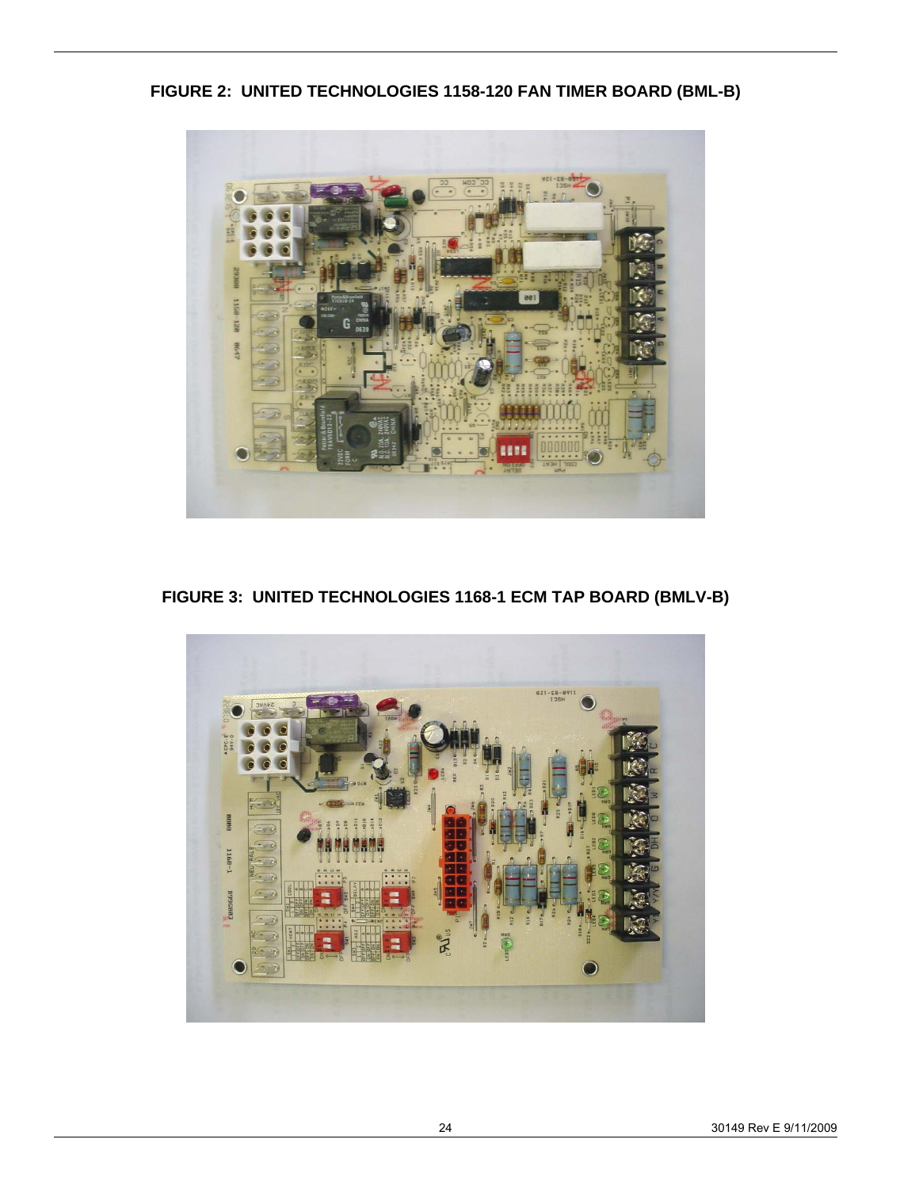**FIGURE 2: UNITED TECHNOLOGIES 1158-120 FAN TIMER BOARD (BML-B)**

**FIGURE 3: UNITED TECHNOLOGIES 1168-1 ECM TAP BOARD (BMLV-B)**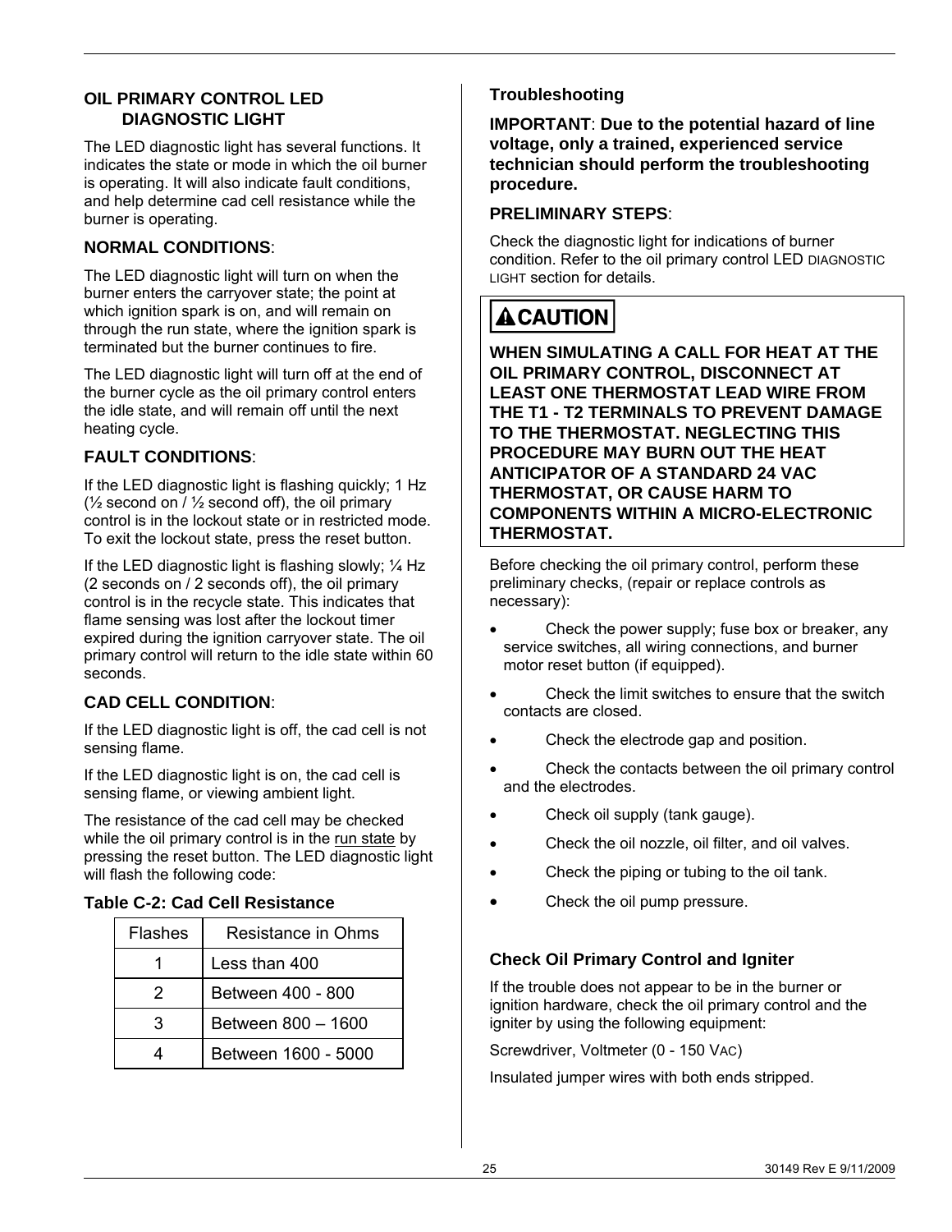## OIL PRIMARY CONTROL LED DIAGNOSTIC LIGHT

The LED diagnostic light has several functions. It indicates the state or mode in which the oil burner is operating. It will also indicate fault conditions, and help determine cad cell resistance while the burner is operating.

### NORMAL CONDITIONS:

The LED diagnostic light will turn on when the burner enters the carryover state; the point at which ignition spark is on, and will remain on through the run state, where the ignition spark is terminated but the burner continues to fire.

The LED diagnostic light will turn off at the end of the burner cycle as the oil primary control enters the idle state, and will remain off until the next heating cycle.

### FAULT CONDITIONS:

If the LED diagnostic light is flashing quickly; 1 Hz (½ second on / ½ second off), the oil primary control is in the lockout state or in restricted mode. To exit the lockout state, press the reset button.

If the LED diagnostic light is flashing slowly; ¼ Hz (2 seconds on / 2 seconds off), the oil primary control is in the recycle state. This indicates that flame sensing was lost after the lockout timer expired during the ignition carryover state. The oil primary control will return to the idle state within 60 seconds.

### CAD CELL CONDITION:

If the LED diagnostic light is off, the cad cell is not sensing flame.

If the LED diagnostic light is on, the cad cell is sensing flame, or viewing ambient light.

The resistance of the cad cell may be checked while the oil primary control is in the run state by pressing the reset button. The LED diagnostic light will flash the following code:

**Table C-2: Cad Cell Resistance**

| Flashes | Resistance in Ohms |
|---|---|
| 1 | Less than 400 |
| 2 | Between 400 - 800 |
| 3 | Between 800 – 1600 |
| 4 | Between 1600 - 5000 |

### Troubleshooting

**IMPORTANT: Due to the potential hazard of line voltage, only a trained, experienced service technician should perform the troubleshooting procedure.**

### PRELIMINARY STEPS:

Check the diagnostic light for indications of burner condition. Refer to the oil primary control LED DIAGNOSTIC LIGHT section for details.

**⚠CAUTION**

**WHEN SIMULATING A CALL FOR HEAT AT THE OIL PRIMARY CONTROL, DISCONNECT AT LEAST ONE THERMOSTAT LEAD WIRE FROM THE T1 - T2 TERMINALS TO PREVENT DAMAGE TO THE THERMOSTAT. NEGLECTING THIS PROCEDURE MAY BURN OUT THE HEAT ANTICIPATOR OF A STANDARD 24 VAC THERMOSTAT, OR CAUSE HARM TO COMPONENTS WITHIN A MICRO-ELECTRONIC THERMOSTAT.**

Before checking the oil primary control, perform these preliminary checks, (repair or replace controls as necessary):

- Check the power supply; fuse box or breaker, any service switches, all wiring connections, and burner motor reset button (if equipped).
- Check the limit switches to ensure that the switch contacts are closed.
- Check the electrode gap and position.
- Check the contacts between the oil primary control and the electrodes.
- Check oil supply (tank gauge).
- Check the oil nozzle, oil filter, and oil valves.
- Check the piping or tubing to the oil tank.
- Check the oil pump pressure.

### Check Oil Primary Control and Igniter

If the trouble does not appear to be in the burner or ignition hardware, check the oil primary control and the igniter by using the following equipment:

Screwdriver, Voltmeter (0 - 150 VAC)

Insulated jumper wires with both ends stripped.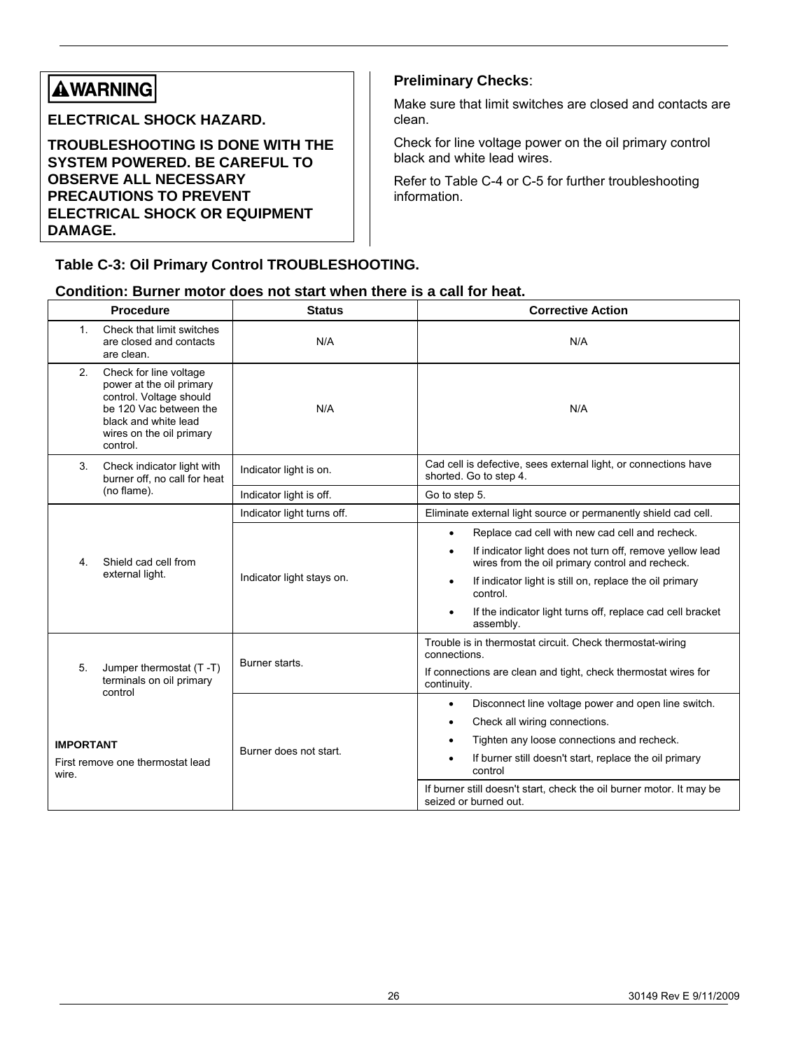**⚠WARNING**

**ELECTRICAL SHOCK HAZARD.**

**TROUBLESHOOTING IS DONE WITH THE SYSTEM POWERED. BE CAREFUL TO OBSERVE ALL NECESSARY PRECAUTIONS TO PREVENT ELECTRICAL SHOCK OR EQUIPMENT DAMAGE.**

**Preliminary Checks**:

Make sure that limit switches are closed and contacts are clean.

Check for line voltage power on the oil primary control black and white lead wires.

Refer to Table C-4 or C-5 for further troubleshooting information.

### Table C-3: Oil Primary Control TROUBLESHOOTING.

### Condition: Burner motor does not start when there is a call for heat.

| Procedure | Status | Corrective Action |
|---|---|---|
| 1. Check that limit switches are closed and contacts are clean. | N/A | N/A |
| 2. Check for line voltage power at the oil primary control. Voltage should be 120 Vac between the black and white lead wires on the oil primary control. | N/A | N/A |
| 3. Check indicator light with burner off, no call for heat (no flame). | Indicator light is on. | Cad cell is defective, sees external light, or connections have shorted. Go to step 4. |
| | Indicator light is off. | Go to step 5. |
| 4. Shield cad cell from external light. | Indicator light turns off. | Eliminate external light source or permanently shield cad cell. |
| | Indicator light stays on. | • Replace cad cell with new cad cell and recheck.<br>• If indicator light does not turn off, remove yellow lead wires from the oil primary control and recheck.<br>• If indicator light is still on, replace the oil primary control.<br>• If the indicator light turns off, replace cad cell bracket assembly. |
| 5. Jumper thermostat (T -T) terminals on oil primary control<br><br>**IMPORTANT**<br>First remove one thermostat lead wire. | Burner starts. | Trouble is in thermostat circuit. Check thermostat-wiring connections.<br>If connections are clean and tight, check thermostat wires for continuity. |
| | Burner does not start. | • Disconnect line voltage power and open line switch.<br>• Check all wiring connections.<br>• Tighten any loose connections and recheck.<br>• If burner still doesn't start, replace the oil primary control |
| | | If burner still doesn't start, check the oil burner motor. It may be seized or burned out. |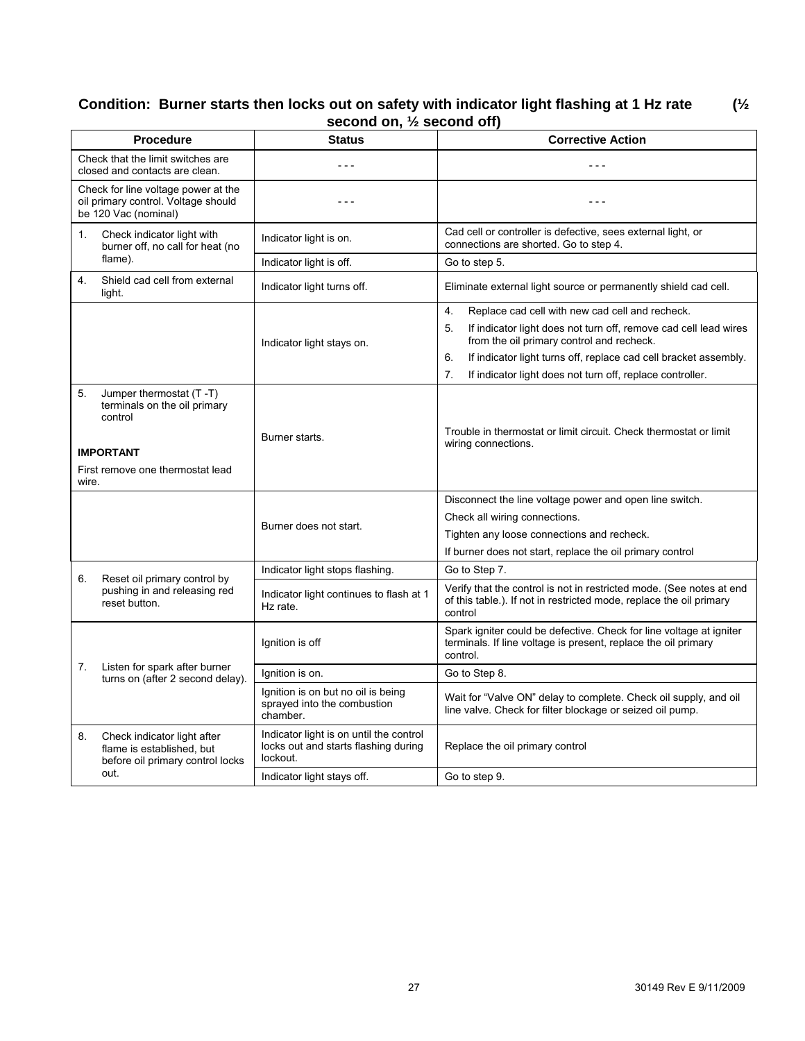### Condition: Burner starts then locks out on safety with indicator light flashing at 1 Hz rate (½ second on, ½ second off)

| Procedure | Status | Corrective Action |
|---|---|---|
| Check that the limit switches are closed and contacts are clean. | - - - | - - - |
| Check for line voltage power at the oil primary control. Voltage should be 120 Vac (nominal) | - - - | - - - |
| 1. Check indicator light with burner off, no call for heat (no flame). | Indicator light is on. | Cad cell or controller is defective, sees external light, or connections are shorted. Go to step 4. |
| | Indicator light is off. | Go to step 5. |
| 4. Shield cad cell from external light. | Indicator light turns off. | Eliminate external light source or permanently shield cad cell. |
| | Indicator light stays on. | 4. Replace cad cell with new cad cell and recheck.<br>5. If indicator light does not turn off, remove cad cell lead wires from the oil primary control and recheck.<br>6. If indicator light turns off, replace cad cell bracket assembly.<br>7. If indicator light does not turn off, replace controller. |
| 5. Jumper thermostat (T -T) terminals on the oil primary control<br><br>**IMPORTANT**<br><br>First remove one thermostat lead wire. | Burner starts. | Trouble in thermostat or limit circuit. Check thermostat or limit wiring connections. |
| | Burner does not start. | Disconnect the line voltage power and open line switch.<br>Check all wiring connections.<br>Tighten any loose connections and recheck.<br>If burner does not start, replace the oil primary control |
| 6. Reset oil primary control by pushing in and releasing red reset button. | Indicator light stops flashing. | Go to Step 7. |
| | Indicator light continues to flash at 1 Hz rate. | Verify that the control is not in restricted mode. (See notes at end of this table.). If not in restricted mode, replace the oil primary control |
| 7. Listen for spark after burner turns on (after 2 second delay). | Ignition is off | Spark igniter could be defective. Check for line voltage at igniter terminals. If line voltage is present, replace the oil primary control. |
| | Ignition is on. | Go to Step 8. |
| | Ignition is on but no oil is being sprayed into the combustion chamber. | Wait for "Valve ON" delay to complete. Check oil supply, and oil line valve. Check for filter blockage or seized oil pump. |
| 8. Check indicator light after flame is established, but before oil primary control locks out. | Indicator light is on until the control locks out and starts flashing during lockout. | Replace the oil primary control |
| | Indicator light stays off. | Go to step 9. |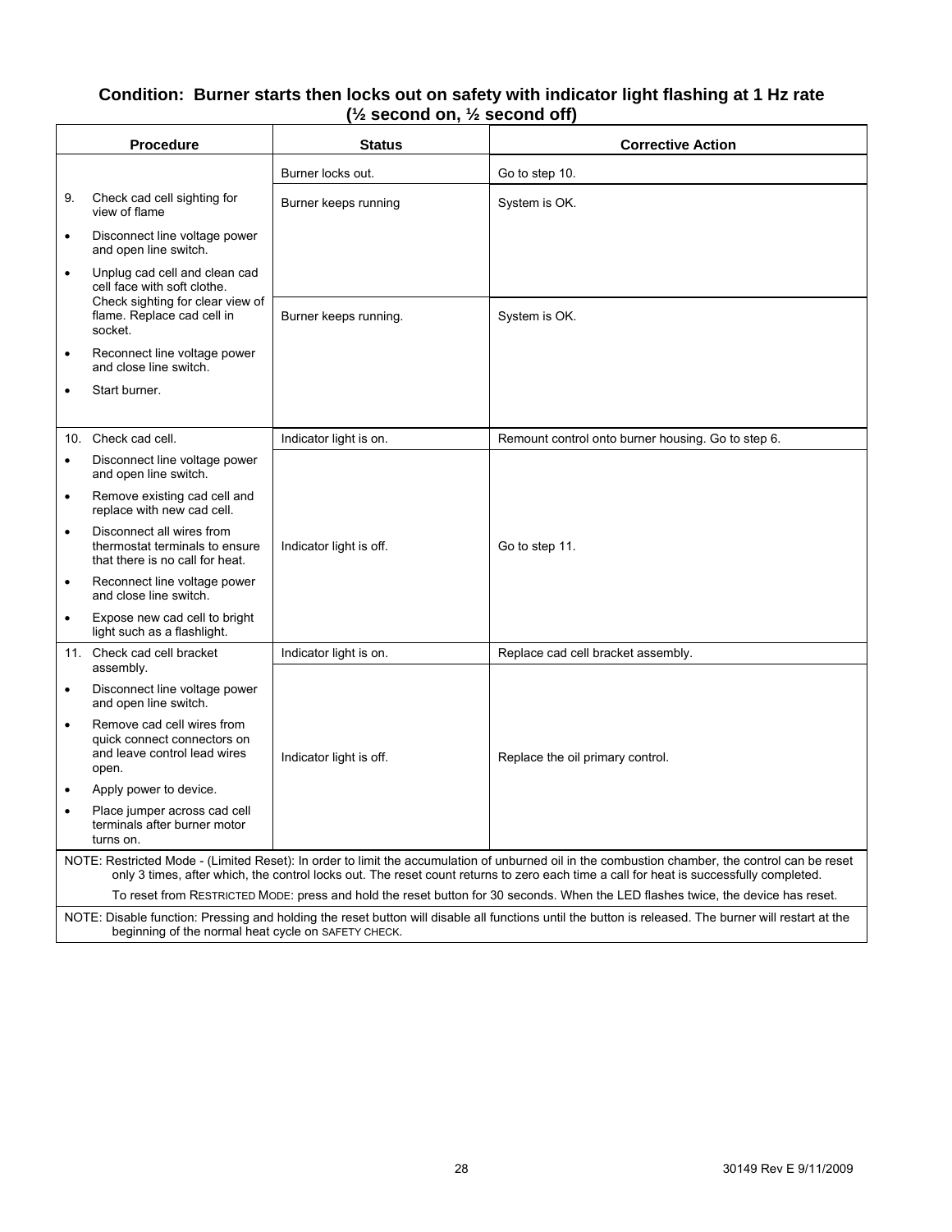### Condition: Burner starts then locks out on safety with indicator light flashing at 1 Hz rate (½ second on, ½ second off)

| Procedure | Status | Corrective Action |
|---|---|---|
| | Burner locks out. | Go to step 10. |
| 9. Check cad cell sighting for view of flame<br>• Disconnect line voltage power and open line switch.<br>• Unplug cad cell and clean cad cell face with soft clothe. Check sighting for clear view of flame. Replace cad cell in socket.<br>• Reconnect line voltage power and close line switch.<br>• Start burner. | Burner keeps running | System is OK. |
| | Burner keeps running. | System is OK. |
| 10. Check cad cell.<br>• Disconnect line voltage power and open line switch.<br>• Remove existing cad cell and replace with new cad cell.<br>• Disconnect all wires from thermostat terminals to ensure that there is no call for heat.<br>• Reconnect line voltage power and close line switch.<br>• Expose new cad cell to bright light such as a flashlight. | Indicator light is on. | Remount control onto burner housing. Go to step 6. |
| | Indicator light is off. | Go to step 11. |
| 11. Check cad cell bracket assembly.<br>• Disconnect line voltage power and open line switch.<br>• Remove cad cell wires from quick connect connectors on and leave control lead wires open.<br>• Apply power to device.<br>• Place jumper across cad cell terminals after burner motor turns on. | Indicator light is on. | Replace cad cell bracket assembly. |
| | Indicator light is off. | Replace the oil primary control. |

NOTE: Restricted Mode - (Limited Reset): In order to limit the accumulation of unburned oil in the combustion chamber, the control can be reset only 3 times, after which, the control locks out. The reset count returns to zero each time a call for heat is successfully completed.

To reset from RESTRICTED MODE: press and hold the reset button for 30 seconds. When the LED flashes twice, the device has reset.

NOTE: Disable function: Pressing and holding the reset button will disable all functions until the button is released. The burner will restart at the beginning of the normal heat cycle on SAFETY CHECK.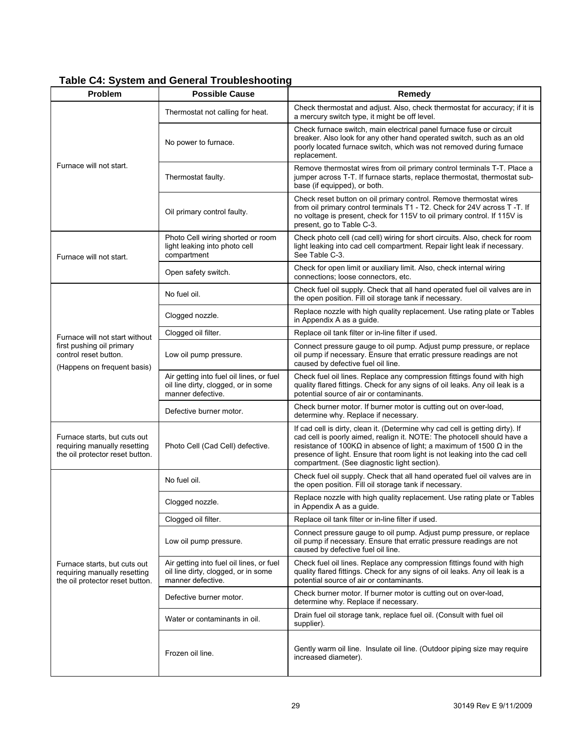## Table C4: System and General Troubleshooting

| Problem | Possible Cause | Remedy |
|---|---|---|
| Furnace will not start. | Thermostat not calling for heat. | Check thermostat and adjust. Also, check thermostat for accuracy; if it is a mercury switch type, it might be off level. |
| | No power to furnace. | Check furnace switch, main electrical panel furnace fuse or circuit breaker. Also look for any other hand operated switch, such as an old poorly located furnace switch, which was not removed during furnace replacement. |
| | Thermostat faulty. | Remove thermostat wires from oil primary control terminals T-T. Place a jumper across T-T. If furnace starts, replace thermostat, thermostat sub-base (if equipped), or both. |
| | Oil primary control faulty. | Check reset button on oil primary control. Remove thermostat wires from oil primary control terminals T1 - T2. Check for 24V across T -T. If no voltage is present, check for 115V to oil primary control. If 115V is present, go to Table C-3. |
| Furnace will not start. | Photo Cell wiring shorted or room light leaking into photo cell compartment | Check photo cell (cad cell) wiring for short circuits. Also, check for room light leaking into cad cell compartment. Repair light leak if necessary. See Table C-3. |
| | Open safety switch. | Check for open limit or auxiliary limit. Also, check internal wiring connections; loose connectors, etc. |
| Furnace will not start without first pushing oil primary control reset button. (Happens on frequent basis) | No fuel oil. | Check fuel oil supply. Check that all hand operated fuel oil valves are in the open position. Fill oil storage tank if necessary. |
| | Clogged nozzle. | Replace nozzle with high quality replacement. Use rating plate or Tables in Appendix A as a guide. |
| | Clogged oil filter. | Replace oil tank filter or in-line filter if used. |
| | Low oil pump pressure. | Connect pressure gauge to oil pump. Adjust pump pressure, or replace oil pump if necessary. Ensure that erratic pressure readings are not caused by defective fuel oil line. |
| | Air getting into fuel oil lines, or fuel oil line dirty, clogged, or in some manner defective. | Check fuel oil lines. Replace any compression fittings found with high quality flared fittings. Check for any signs of oil leaks. Any oil leak is a potential source of air or contaminants. |
| | Defective burner motor. | Check burner motor. If burner motor is cutting out on over-load, determine why. Replace if necessary. |
| Furnace starts, but cuts out requiring manually resetting the oil protector reset button. | Photo Cell (Cad Cell) defective. | If cad cell is dirty, clean it. (Determine why cad cell is getting dirty). If cad cell is poorly aimed, realign it. NOTE: The photocell should have a resistance of 100KΩ in absence of light; a maximum of 1500 Ω in the presence of light. Ensure that room light is not leaking into the cad cell compartment. (See diagnostic light section). |
| Furnace starts, but cuts out requiring manually resetting the oil protector reset button. | No fuel oil. | Check fuel oil supply. Check that all hand operated fuel oil valves are in the open position. Fill oil storage tank if necessary. |
| | Clogged nozzle. | Replace nozzle with high quality replacement. Use rating plate or Tables in Appendix A as a guide. |
| | Clogged oil filter. | Replace oil tank filter or in-line filter if used. |
| | Low oil pump pressure. | Connect pressure gauge to oil pump. Adjust pump pressure, or replace oil pump if necessary. Ensure that erratic pressure readings are not caused by defective fuel oil line. |
| | Air getting into fuel oil lines, or fuel oil line dirty, clogged, or in some manner defective. | Check fuel oil lines. Replace any compression fittings found with high quality flared fittings. Check for any signs of oil leaks. Any oil leak is a potential source of air or contaminants. |
| | Defective burner motor. | Check burner motor. If burner motor is cutting out on over-load, determine why. Replace if necessary. |
| | Water or contaminants in oil. | Drain fuel oil storage tank, replace fuel oil. (Consult with fuel oil supplier). |
| | Frozen oil line. | Gently warm oil line. Insulate oil line. (Outdoor piping size may require increased diameter). |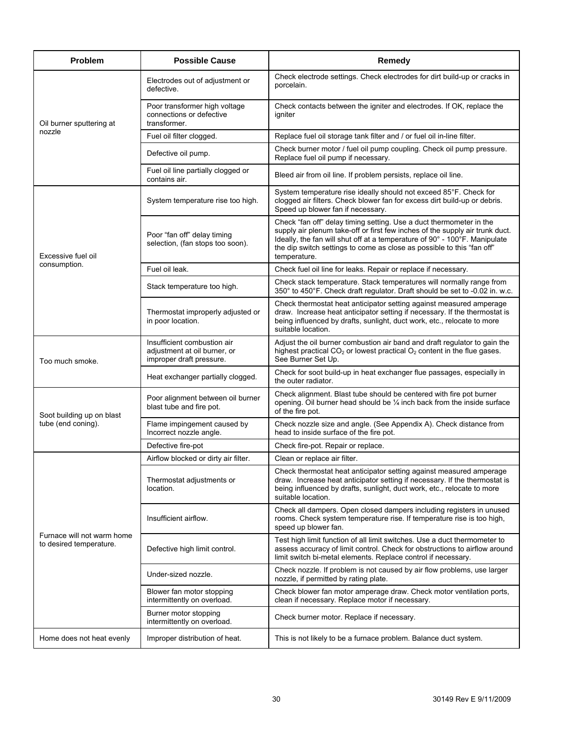| Problem | Possible Cause | Remedy |
|---|---|---|
| Oil burner sputtering at nozzle | Electrodes out of adjustment or defective. | Check electrode settings. Check electrodes for dirt build-up or cracks in porcelain. |
| | Poor transformer high voltage connections or defective transformer. | Check contacts between the igniter and electrodes. If OK, replace the igniter |
| | Fuel oil filter clogged. | Replace fuel oil storage tank filter and / or fuel oil in-line filter. |
| | Defective oil pump. | Check burner motor / fuel oil pump coupling. Check oil pump pressure. Replace fuel oil pump if necessary. |
| | Fuel oil line partially clogged or contains air. | Bleed air from oil line. If problem persists, replace oil line. |
| Excessive fuel oil consumption. | System temperature rise too high. | System temperature rise ideally should not exceed 85°F. Check for clogged air filters. Check blower fan for excess dirt build-up or debris. Speed up blower fan if necessary. |
| | Poor “fan off” delay timing selection, (fan stops too soon). | Check “fan off” delay timing setting. Use a duct thermometer in the supply air plenum take-off or first few inches of the supply air trunk duct. Ideally, the fan will shut off at a temperature of 90° - 100°F. Manipulate the dip switch settings to come as close as possible to this “fan off” temperature. |
| | Fuel oil leak. | Check fuel oil line for leaks. Repair or replace if necessary. |
| | Stack temperature too high. | Check stack temperature. Stack temperatures will normally range from 350° to 450°F. Check draft regulator. Draft should be set to -0.02 in. w.c. |
| | Thermostat improperly adjusted or in poor location. | Check thermostat heat anticipator setting against measured amperage draw. Increase heat anticipator setting if necessary. If the thermostat is being influenced by drafts, sunlight, duct work, etc., relocate to more suitable location. |
| Too much smoke. | Insufficient combustion air adjustment at oil burner, or improper draft pressure. | Adjust the oil burner combustion air band and draft regulator to gain the highest practical $CO_2$ or lowest practical $O_2$ content in the flue gases. See Burner Set Up. |
| | Heat exchanger partially clogged. | Check for soot build-up in heat exchanger flue passages, especially in the outer radiator. |
| Soot building up on blast tube (end coning). | Poor alignment between oil burner blast tube and fire pot. | Check alignment. Blast tube should be centered with fire pot burner opening. Oil burner head should be ¼ inch back from the inside surface of the fire pot. |
| | Flame impingement caused by Incorrect nozzle angle. | Check nozzle size and angle. (See Appendix A). Check distance from head to inside surface of the fire pot. |
| | Defective fire-pot | Check fire-pot. Repair or replace. |
| Furnace will not warm home to desired temperature. | Airflow blocked or dirty air filter. | Clean or replace air filter. |
| | Thermostat adjustments or location. | Check thermostat heat anticipator setting against measured amperage draw. Increase heat anticipator setting if necessary. If the thermostat is being influenced by drafts, sunlight, duct work, etc., relocate to more suitable location. |
| | Insufficient airflow. | Check all dampers. Open closed dampers including registers in unused rooms. Check system temperature rise. If temperature rise is too high, speed up blower fan. |
| | Defective high limit control. | Test high limit function of all limit switches. Use a duct thermometer to assess accuracy of limit control. Check for obstructions to airflow around limit switch bi-metal elements. Replace control if necessary. |
| | Under-sized nozzle. | Check nozzle. If problem is not caused by air flow problems, use larger nozzle, if permitted by rating plate. |
| | Blower fan motor stopping intermittently on overload. | Check blower fan motor amperage draw. Check motor ventilation ports, clean if necessary. Replace motor if necessary. |
| | Burner motor stopping intermittently on overload. | Check burner motor. Replace if necessary. |
| Home does not heat evenly | Improper distribution of heat. | This is not likely to be a furnace problem. Balance duct system. |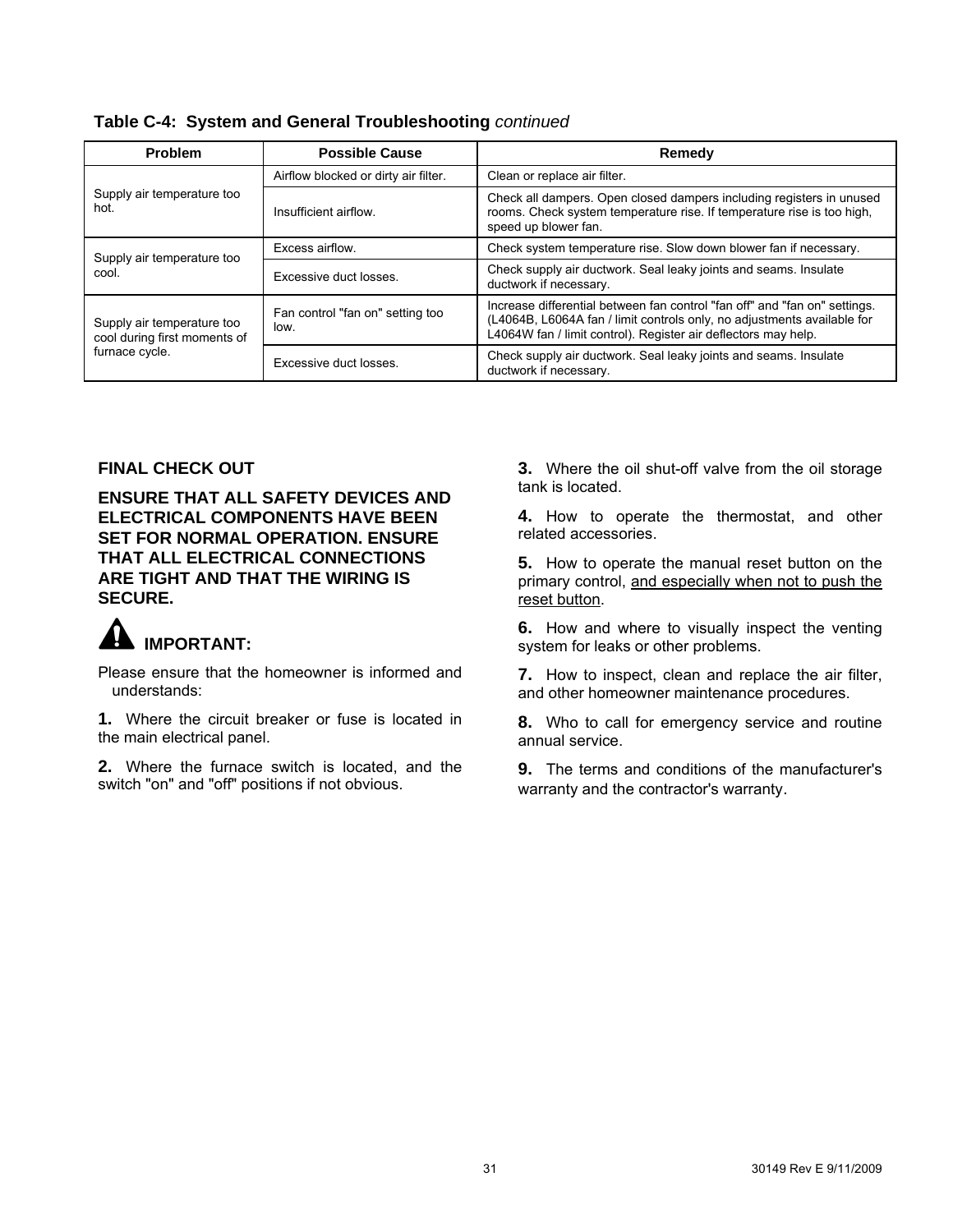**Table C-4: System and General Troubleshooting** *continued*

| Problem | Possible Cause | Remedy |
|---|---|---|
| Supply air temperature too hot. | Airflow blocked or dirty air filter. | Clean or replace air filter. |
| | Insufficient airflow. | Check all dampers. Open closed dampers including registers in unused rooms. Check system temperature rise. If temperature rise is too high, speed up blower fan. |
| Supply air temperature too cool. | Excess airflow. | Check system temperature rise. Slow down blower fan if necessary. |
| | Excessive duct losses. | Check supply air ductwork. Seal leaky joints and seams. Insulate ductwork if necessary. |
| Supply air temperature too cool during first moments of furnace cycle. | Fan control "fan on" setting too low. | Increase differential between fan control "fan off" and "fan on" settings. (L4064B, L6064A fan / limit controls only, no adjustments available for L4064W fan / limit control). Register air deflectors may help. |
| | Excessive duct losses. | Check supply air ductwork. Seal leaky joints and seams. Insulate ductwork if necessary. |

## FINAL CHECK OUT

**ENSURE THAT ALL SAFETY DEVICES AND ELECTRICAL COMPONENTS HAVE BEEN SET FOR NORMAL OPERATION. ENSURE THAT ALL ELECTRICAL CONNECTIONS ARE TIGHT AND THAT THE WIRING IS SECURE.**

**IMPORTANT:**

Please ensure that the homeowner is informed and understands:

**1.** Where the circuit breaker or fuse is located in the main electrical panel.

**2.** Where the furnace switch is located, and the switch "on" and "off" positions if not obvious.

**3.** Where the oil shut-off valve from the oil storage tank is located.

**4.** How to operate the thermostat, and other related accessories.

**5.** How to operate the manual reset button on the primary control, and especially when not to push the reset button.

**6.** How and where to visually inspect the venting system for leaks or other problems.

**7.** How to inspect, clean and replace the air filter, and other homeowner maintenance procedures.

**8.** Who to call for emergency service and routine annual service.

**9.** The terms and conditions of the manufacturer's warranty and the contractor's warranty.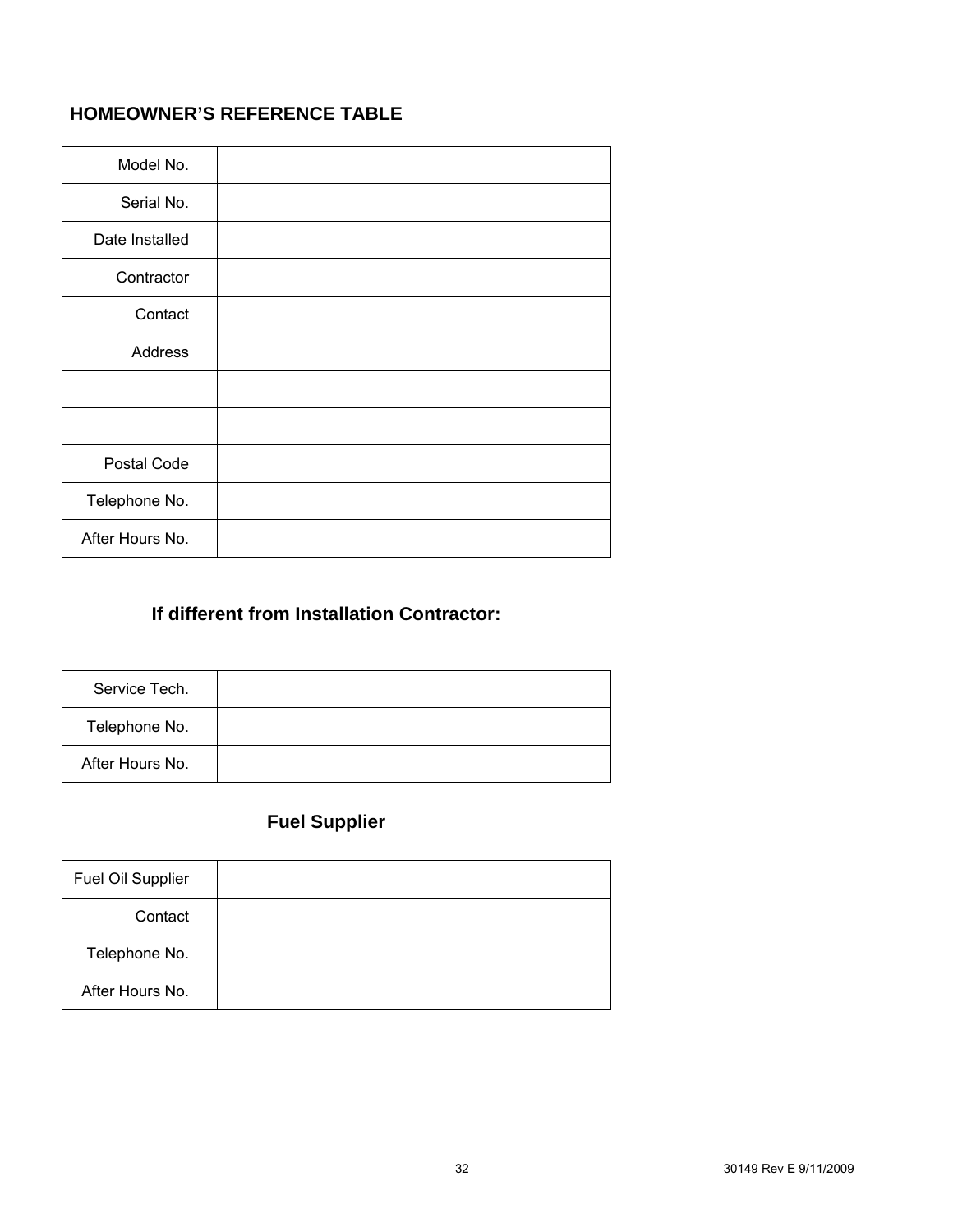## HOMEOWNER'S REFERENCE TABLE

| | |
|---|---|
| Model No. | |
| Serial No. | |
| Date Installed | |
| Contractor | |
| Contact | |
| Address | |
| | |
| | |
| Postal Code | |
| Telephone No. | |
| After Hours No. | |

### If different from Installation Contractor:

| | |
|---|---|
| Service Tech. | |
| Telephone No. | |
| After Hours No. | |

### Fuel Supplier

| | |
|---|---|
| Fuel Oil Supplier | |
| Contact | |
| Telephone No. | |
| After Hours No. | |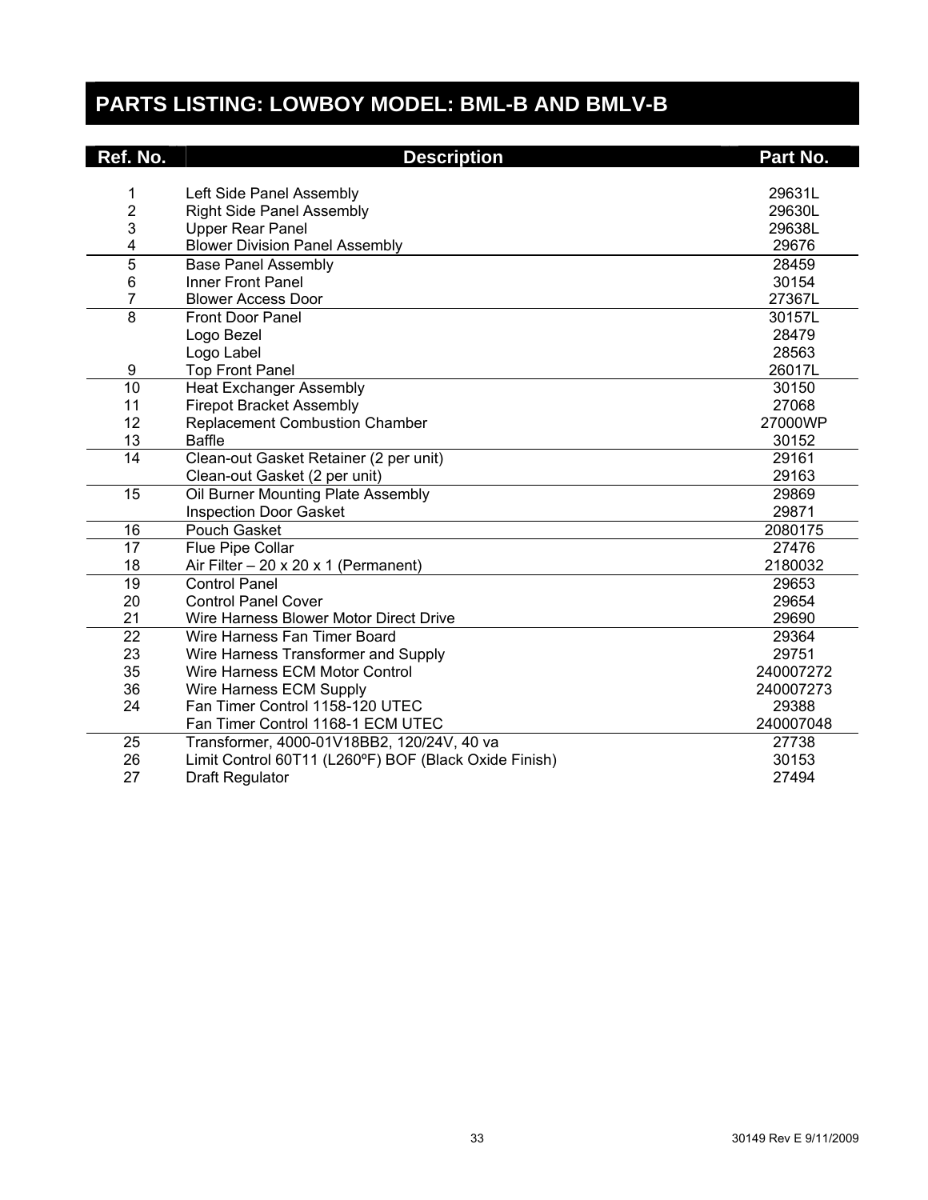## PARTS LISTING: LOWBOY MODEL: BML-B AND BMLV-B

| Ref. No. | Description | Part No. |
|---|---|---|
| 1 | Left Side Panel Assembly | 29631L |
| 2 | Right Side Panel Assembly | 29630L |
| 3 | Upper Rear Panel | 29638L |
| 4 | Blower Division Panel Assembly | 29676 |
| 5 | Base Panel Assembly | 28459 |
| 6 | Inner Front Panel | 30154 |
| 7 | Blower Access Door | 27367L |
| 8 | Front Door Panel | 30157L |
| | Logo Bezel | 28479 |
| | Logo Label | 28563 |
| 9 | Top Front Panel | 26017L |
| 10 | Heat Exchanger Assembly | 30150 |
| 11 | Firepot Bracket Assembly | 27068 |
| 12 | Replacement Combustion Chamber | 27000WP |
| 13 | Baffle | 30152 |
| 14 | Clean-out Gasket Retainer (2 per unit) | 29161 |
| | Clean-out Gasket (2 per unit) | 29163 |
| 15 | Oil Burner Mounting Plate Assembly | 29869 |
| | Inspection Door Gasket | 29871 |
| 16 | Pouch Gasket | 2080175 |
| 17 | Flue Pipe Collar | 27476 |
| 18 | Air Filter – 20 x 20 x 1 (Permanent) | 2180032 |
| 19 | Control Panel | 29653 |
| 20 | Control Panel Cover | 29654 |
| 21 | Wire Harness Blower Motor Direct Drive | 29690 |
| 22 | Wire Harness Fan Timer Board | 29364 |
| 23 | Wire Harness Transformer and Supply | 29751 |
| 35 | Wire Harness ECM Motor Control | 240007272 |
| 36 | Wire Harness ECM Supply | 240007273 |
| 24 | Fan Timer Control 1158-120 UTEC | 29388 |
| | Fan Timer Control 1168-1 ECM UTEC | 240007048 |
| 25 | Transformer, 4000-01V18BB2, 120/24V, 40 va | 27738 |
| 26 | Limit Control 60T11 (L260ºF) BOF (Black Oxide Finish) | 30153 |
| 27 | Draft Regulator | 27494 |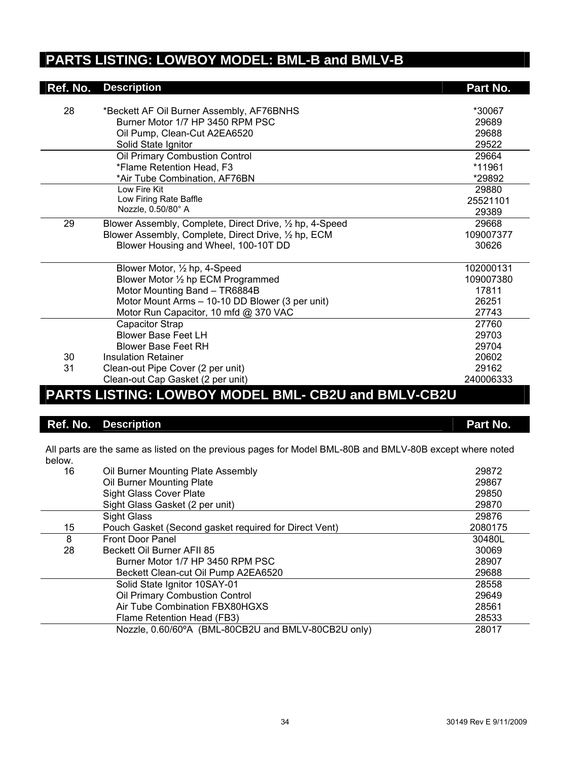## PARTS LISTING: LOWBOY MODEL: BML-B and BMLV-B

| Ref. No. | Description | Part No. |
|---|---|---|
| 28 | *Beckett AF Oil Burner Assembly, AF76BNHS | *30067 |
| | Burner Motor 1/7 HP 3450 RPM PSC | 29689 |
| | Oil Pump, Clean-Cut A2EA6520 | 29688 |
| | Solid State Ignitor | 29522 |
| | Oil Primary Combustion Control | 29664 |
| | *Flame Retention Head, F3 | *11961 |
| | *Air Tube Combination, AF76BN | *29892 |
| | Low Fire Kit | 29880 |
| | Low Firing Rate Baffle | 25521101 |
| | Nozzle, 0.50/80° A | 29389 |
| 29 | Blower Assembly, Complete, Direct Drive, ½ hp, 4-Speed | 29668 |
| | Blower Assembly, Complete, Direct Drive, ½ hp, ECM | 109007377 |
| | Blower Housing and Wheel, 100-10T DD | 30626 |
| | Blower Motor, ½ hp, 4-Speed | 102000131 |
| | Blower Motor ½ hp ECM Programmed | 109007380 |
| | Motor Mounting Band – TR6884B | 17811 |
| | Motor Mount Arms – 10-10 DD Blower (3 per unit) | 26251 |
| | Motor Run Capacitor, 10 mfd @ 370 VAC | 27743 |
| | Capacitor Strap | 27760 |
| | Blower Base Feet LH | 29703 |
| | Blower Base Feet RH | 29704 |
| 30 | Insulation Retainer | 20602 |
| 31 | Clean-out Pipe Cover (2 per unit) | 29162 |
| | Clean-out Cap Gasket (2 per unit) | 240006333 |

## PARTS LISTING: LOWBOY MODEL BML- CB2U and BMLV-CB2U

All parts are the same as listed on the previous pages for Model BML-80B and BMLV-80B except where noted below.

| Ref. No. | Description | Part No. |
|---|---|---|
| 16 | Oil Burner Mounting Plate Assembly | 29872 |
| | Oil Burner Mounting Plate | 29867 |
| | Sight Glass Cover Plate | 29850 |
| | Sight Glass Gasket (2 per unit) | 29870 |
| | Sight Glass | 29876 |
| 15 | Pouch Gasket (Second gasket required for Direct Vent) | 2080175 |
| 8 | Front Door Panel | 30480L |
| 28 | Beckett Oil Burner AFII 85 | 30069 |
| | Burner Motor 1/7 HP 3450 RPM PSC | 28907 |
| | Beckett Clean-cut Oil Pump A2EA6520 | 29688 |
| | Solid State Ignitor 10SAY-01 | 28558 |
| | Oil Primary Combustion Control | 29649 |
| | Air Tube Combination FBX80HGXS | 28561 |
| | Flame Retention Head (FB3) | 28533 |
| | Nozzle, 0.60/60ºA (BML-80CB2U and BMLV-80CB2U only) | 28017 |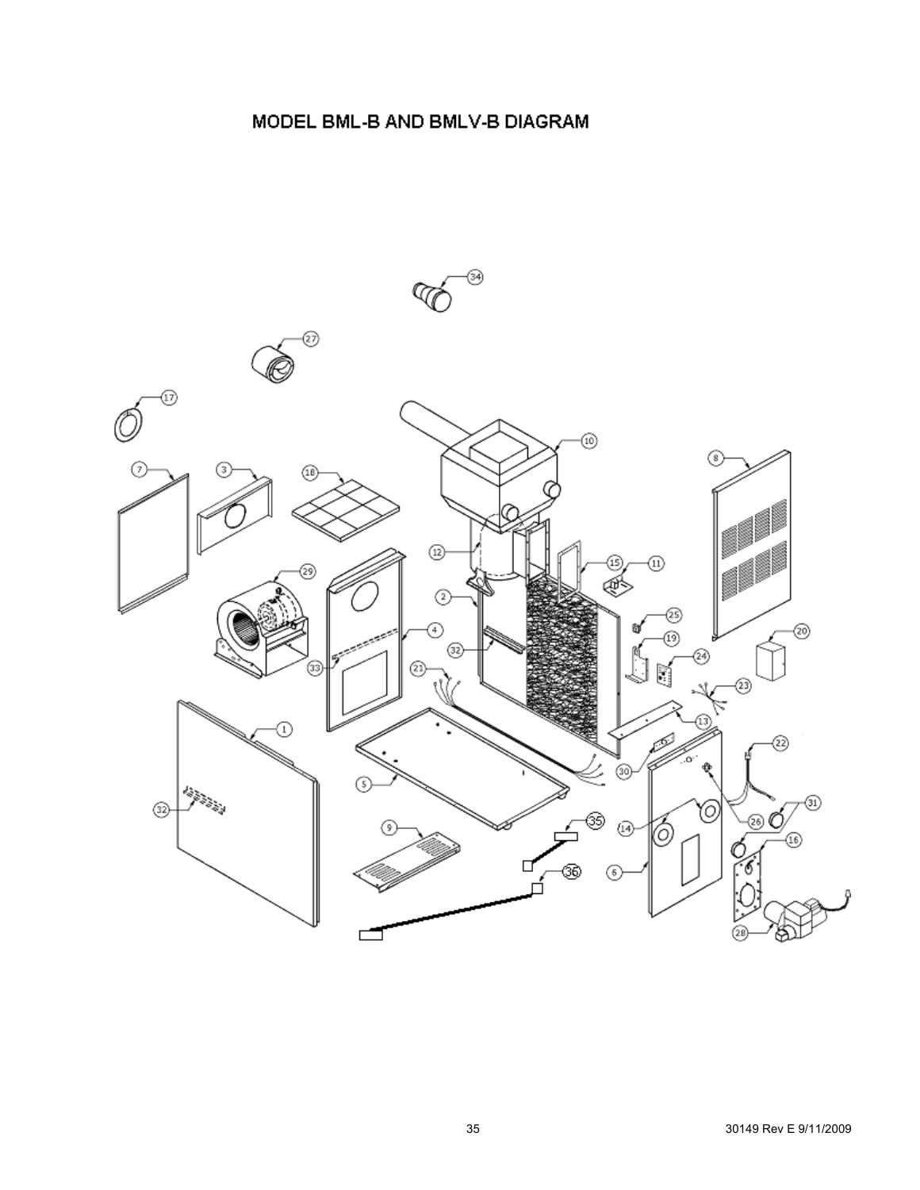# MODEL BML-B AND BMLV-B DIAGRAM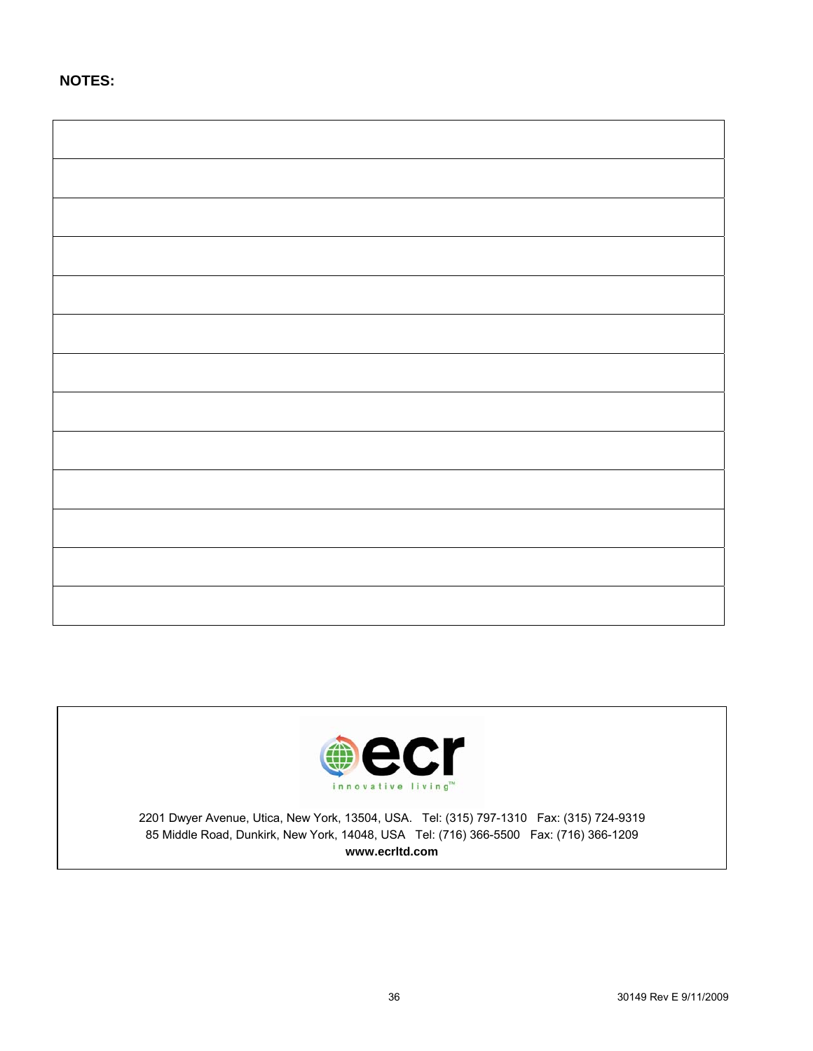**NOTES:**

| |
|---|
| |
| |
| |
| |
| |
| |
| |
| |
| |
| |
| |
| |

ecr

innovative living™

2201 Dwyer Avenue, Utica, New York, 13504, USA.   Tel: (315) 797-1310   Fax: (315) 724-9319
85 Middle Road, Dunkirk, New York, 14048, USA   Tel: (716) 366-5500   Fax: (716) 366-1209
**www.ecrltd.com**

30149 Rev E 9/11/2009